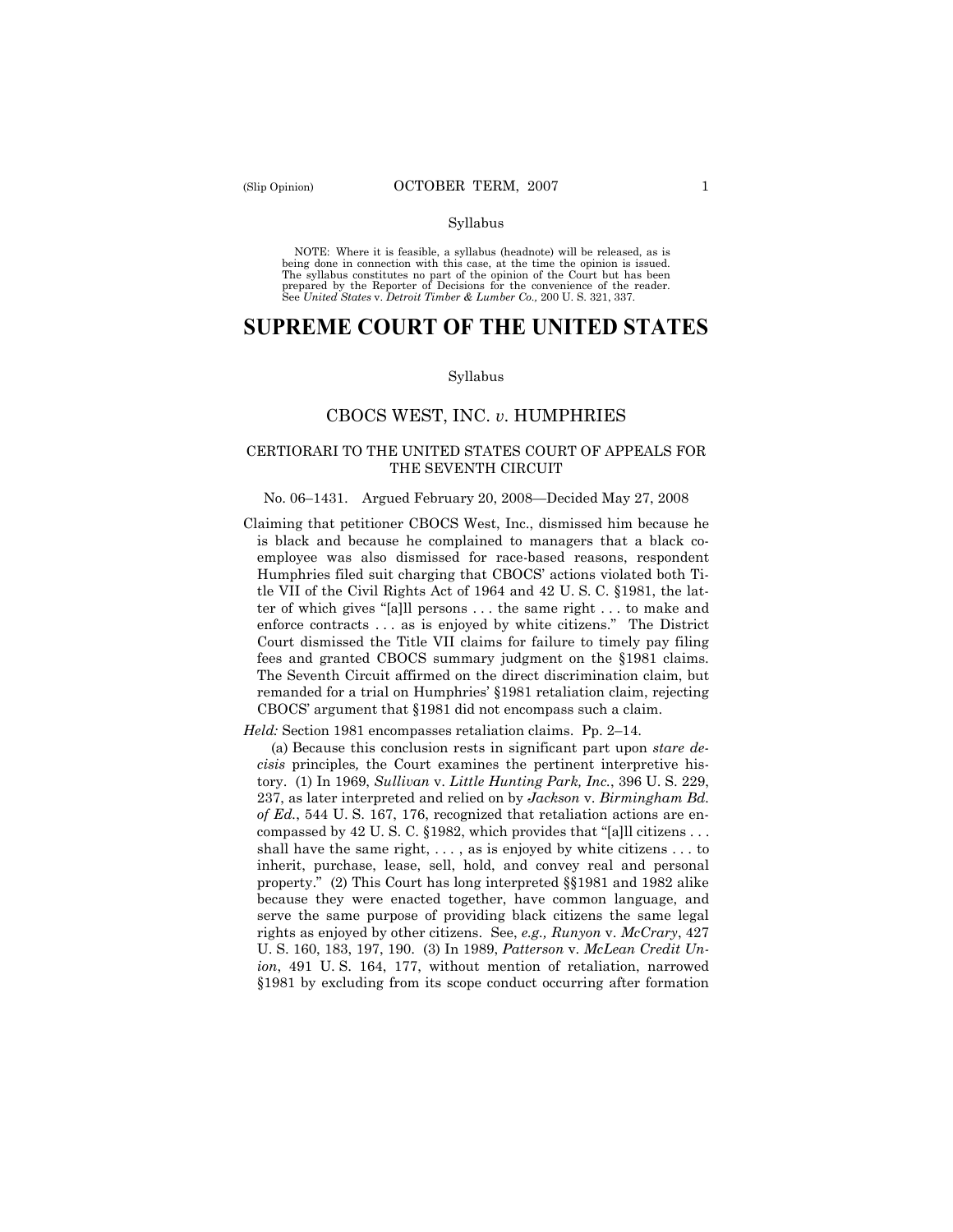Syllabus

NOTE: Where it is feasible, a syllabus (headnote) will be released, as is being done in connection with this case, at the time the opinion is issued. The syllabus constitutes no part of the opinion of the Court but has been prepared by the Reporter of Decisions for the convenience of the reader. See *United States* v. *Detroit Timber & Lumber Co.,* 200 U. S. 321, 337.

# SUPREME COURT OF THE UNITED STATES

Syllabus

## CBOCS WEST, INC. *v*. HUMPHRIES

### CERTIORARI TO THE UNITED STATES COURT OF APPEALS FOR THE SEVENTH CIRCUIT

No. 06–1431. Argued February 20, 2008—Decided May 27, 2008

Claiming that petitioner CBOCS West, Inc., dismissed him because he is black and because he complained to managers that a black co-employee was also dismissed for race-based reasons, respondent Humphries filed suit charging that CBOCS' actions violated both Title VII of the Civil Rights Act of 1964 and 42 U. S. C. §1981, the latter of which gives "[a]ll persons . . . the same right . . . to make and enforce contracts . . . as is enjoyed by white citizens." The District Court dismissed the Title VII claims for failure to timely pay filing fees and granted CBOCS summary judgment on the §1981 claims. The Seventh Circuit affirmed on the direct discrimination claim, but remanded for a trial on Humphries' §1981 retaliation claim, rejecting CBOCS' argument that §1981 did not encompass such a claim.

*Held:* Section 1981 encompasses retaliation claims. Pp. 2–14.

(a) Because this conclusion rests in significant part upon *stare decisis* principles, the Court examines the pertinent interpretive history. (1) In 1969, *Sullivan* v. *Little Hunting Park, Inc.*, 396 U. S. 229, 237, as later interpreted and relied on by *Jackson* v. *Birmingham Bd. of Ed.*, 544 U. S. 167, 176, recognized that retaliation actions are encompassed by 42 U. S. C. §1982, which provides that "[a]ll citizens . . . shall have the same right, . . . , as is enjoyed by white citizens . . . to inherit, purchase, lease, sell, hold, and convey real and personal property." (2) This Court has long interpreted §§1981 and 1982 alike because they were enacted together, have common language, and serve the same purpose of providing black citizens the same legal rights as enjoyed by other citizens. See, *e.g., Runyon* v. *McCrary*, 427 U. S. 160, 183, 197, 190. (3) In 1989, *Patterson* v. *McLean Credit Union*, 491 U. S. 164, 177, without mention of retaliation, narrowed §1981 by excluding from its scope conduct occurring after formation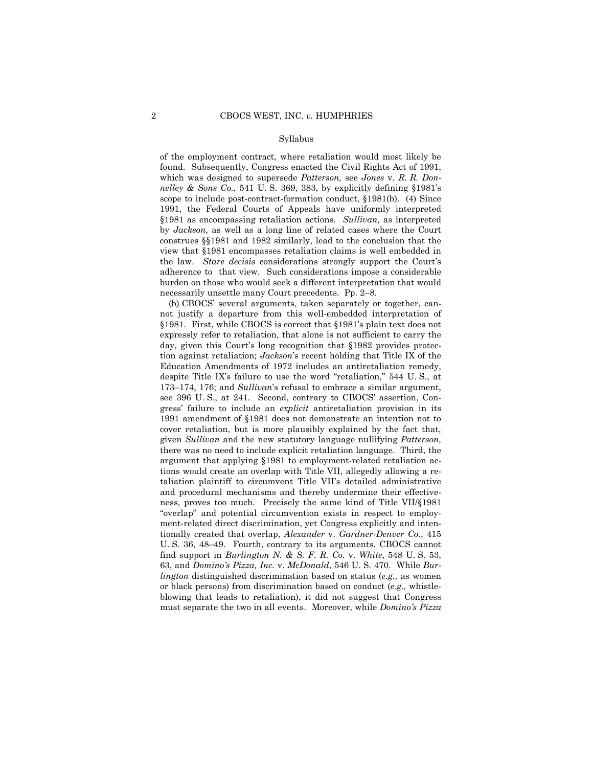of the employment contract, where retaliation would most likely be found. Subsequently, Congress enacted the Civil Rights Act of 1991, which was designed to supersede *Patterson,* see *Jones* v. *R. R. Donnelley & Sons Co.*, 541 U. S. 369, 383, by explicitly defining §1981's scope to include post-contract-formation conduct, §1981(b). (4) Since 1991, the Federal Courts of Appeals have uniformly interpreted §1981 as encompassing retaliation actions. *Sullivan,* as interpreted by *Jackson,* as well as a long line of related cases where the Court construes §§1981 and 1982 similarly, lead to the conclusion that the view that §1981 encompasses retaliation claims is well embedded in the law. *Stare decisis* considerations strongly support the Court's adherence to that view. Such considerations impose a considerable burden on those who would seek a different interpretation that would necessarily unsettle many Court precedents. Pp. 2–8.

(b) CBOCS' several arguments, taken separately or together, cannot justify a departure from this well-embedded interpretation of §1981. First, while CBOCS is correct that §1981's plain text does not expressly refer to retaliation, that alone is not sufficient to carry the day, given this Court's long recognition that §1982 provides protection against retaliation; *Jackson*'s recent holding that Title IX of the Education Amendments of 1972 includes an antiretaliation remedy, despite Title IX's failure to use the word "retaliation," 544 U. S., at 173–174, 176; and *Sullivan*'s refusal to embrace a similar argument, see 396 U. S., at 241. Second, contrary to CBOCS' assertion, Congress' failure to include an *explicit* antiretaliation provision in its 1991 amendment of §1981 does not demonstrate an intention not to cover retaliation, but is more plausibly explained by the fact that, given *Sullivan* and the new statutory language nullifying *Patterson,* there was no need to include explicit retaliation language. Third, the argument that applying §1981 to employment-related retaliation actions would create an overlap with Title VII, allegedly allowing a retaliation plaintiff to circumvent Title VII's detailed administrative and procedural mechanisms and thereby undermine their effectiveness, proves too much. Precisely the same kind of Title VII/§1981 "overlap" and potential circumvention exists in respect to employment-related direct discrimination, yet Congress explicitly and intentionally created that overlap, *Alexander* v. *Gardner-Denver Co.*, 415 U. S. 36, 48–49. Fourth, contrary to its arguments, CBOCS cannot find support in *Burlington N. & S. F. R. Co.* v. *White*, 548 U. S. 53, 63, and *Domino's Pizza, Inc.* v. *McDonald*, 546 U. S. 470. While *Burlington* distinguished discrimination based on status (*e.g.,* as women or black persons) from discrimination based on conduct (*e.g.,* whistleblowing that leads to retaliation), it did not suggest that Congress must separate the two in all events. Moreover, while *Domino's Pizza*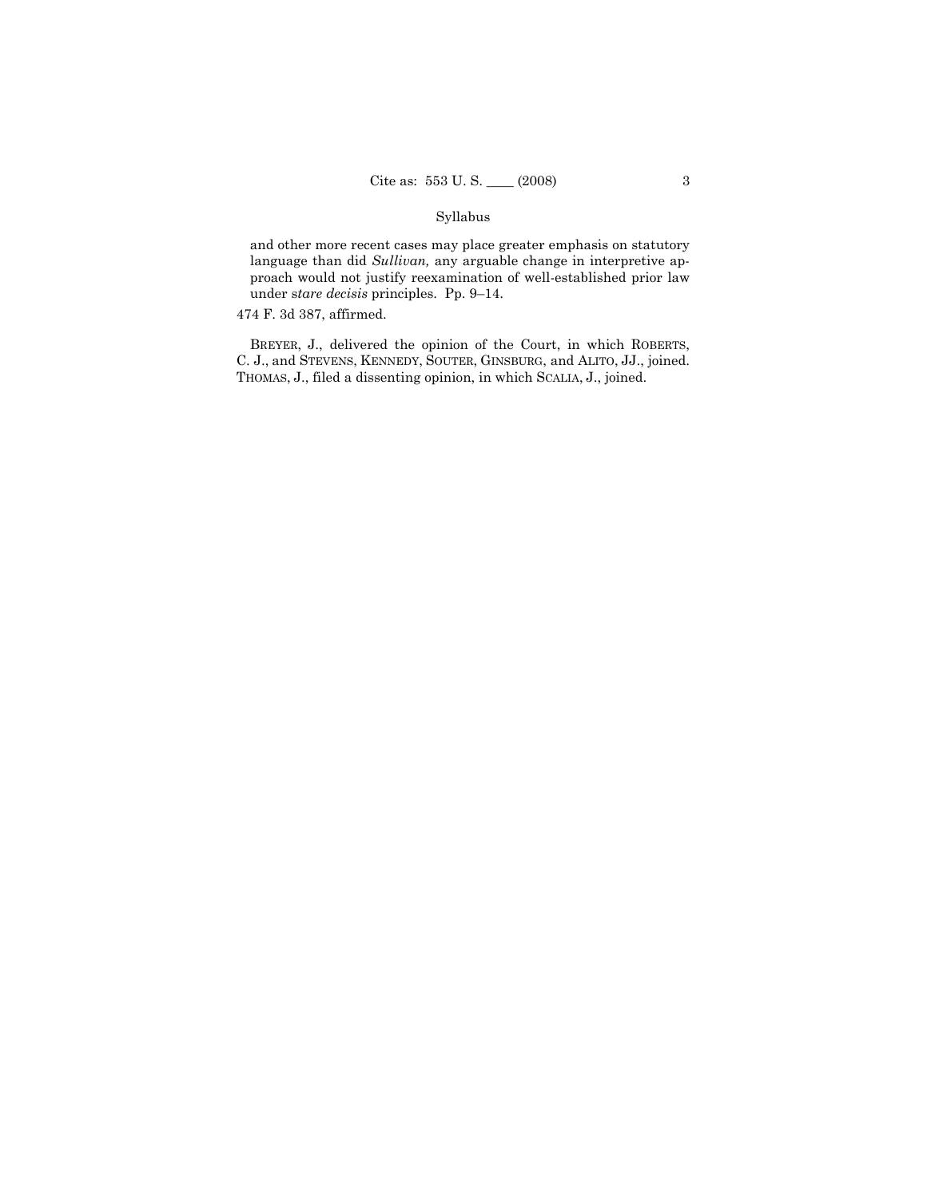and other more recent cases may place greater emphasis on statutory language than did *Sullivan,* any arguable change in interpretive approach would not justify reexamination of well-established prior law under *stare decisis* principles. Pp. 9–14.

474 F. 3d 387, affirmed.

BREYER, J., delivered the opinion of the Court, in which ROBERTS, C. J., and STEVENS, KENNEDY, SOUTER, GINSBURG, and ALITO, JJ., joined. THOMAS, J., filed a dissenting opinion, in which SCALIA, J., joined.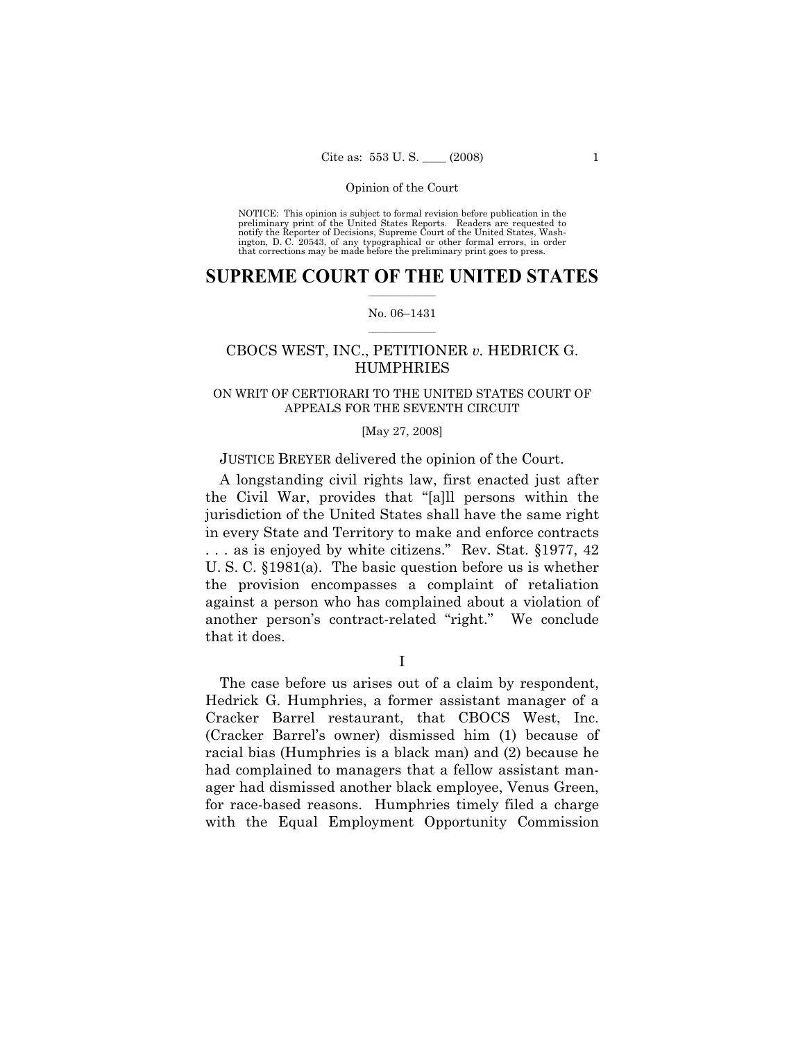NOTICE: This opinion is subject to formal revision before publication in the preliminary print of the United States Reports. Readers are requested to notify the Reporter of Decisions, Supreme Court of the United States, Washington, D. C. 20543, of any typographical or other formal errors, in order that corrections may be made before the preliminary print goes to press.

# SUPREME COURT OF THE UNITED STATES

No. 06–1431

## CBOCS WEST, INC., PETITIONER *v.* HEDRICK G. HUMPHRIES

ON WRIT OF CERTIORARI TO THE UNITED STATES COURT OF APPEALS FOR THE SEVENTH CIRCUIT

[May 27, 2008]

JUSTICE BREYER delivered the opinion of the Court.

A longstanding civil rights law, first enacted just after the Civil War, provides that "[a]ll persons within the jurisdiction of the United States shall have the same right in every State and Territory to make and enforce contracts . . . as is enjoyed by white citizens." Rev. Stat. §1977, 42 U. S. C. §1981(a). The basic question before us is whether the provision encompasses a complaint of retaliation against a person who has complained about a violation of another person's contract-related "right." We conclude that it does.

I

The case before us arises out of a claim by respondent, Hedrick G. Humphries, a former assistant manager of a Cracker Barrel restaurant, that CBOCS West, Inc. (Cracker Barrel's owner) dismissed him (1) because of racial bias (Humphries is a black man) and (2) because he had complained to managers that a fellow assistant manager had dismissed another black employee, Venus Green, for race-based reasons. Humphries timely filed a charge with the Equal Employment Opportunity Commission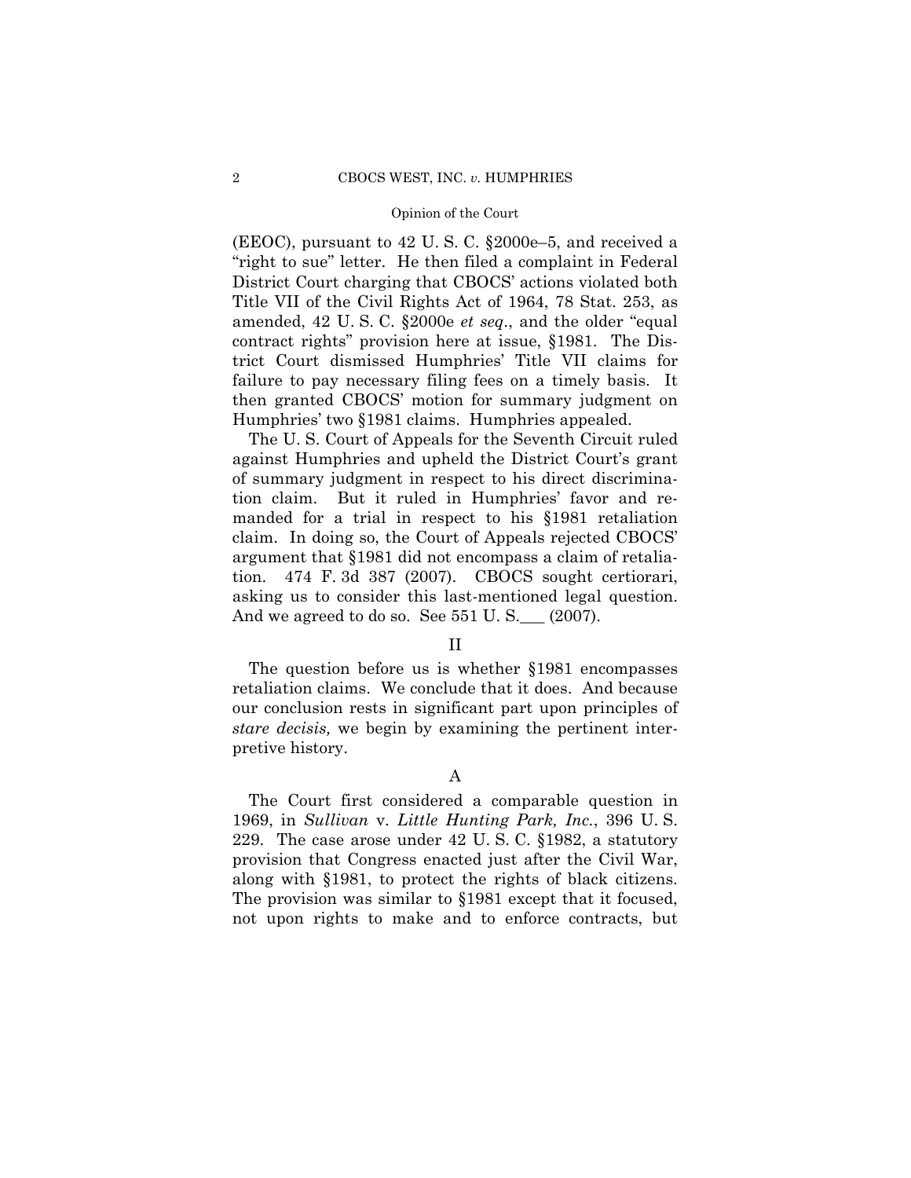(EEOC), pursuant to 42 U. S. C. §2000e–5, and received a "right to sue" letter. He then filed a complaint in Federal District Court charging that CBOCS' actions violated both Title VII of the Civil Rights Act of 1964, 78 Stat. 253, as amended, 42 U. S. C. §2000e *et seq*., and the older "equal contract rights" provision here at issue, §1981. The District Court dismissed Humphries' Title VII claims for failure to pay necessary filing fees on a timely basis. It then granted CBOCS' motion for summary judgment on Humphries' two §1981 claims. Humphries appealed.

The U. S. Court of Appeals for the Seventh Circuit ruled against Humphries and upheld the District Court's grant of summary judgment in respect to his direct discrimination claim. But it ruled in Humphries' favor and remanded for a trial in respect to his §1981 retaliation claim. In doing so, the Court of Appeals rejected CBOCS' argument that §1981 did not encompass a claim of retaliation. 474 F. 3d 387 (2007). CBOCS sought certiorari, asking us to consider this last-mentioned legal question. And we agreed to do so. See 551 U. S.___ (2007).

## II

The question before us is whether §1981 encompasses retaliation claims. We conclude that it does. And because our conclusion rests in significant part upon principles of *stare decisis,* we begin by examining the pertinent interpretive history.

### A

The Court first considered a comparable question in 1969, in *Sullivan* v. *Little Hunting Park, Inc.*, 396 U. S. 229. The case arose under 42 U. S. C. §1982, a statutory provision that Congress enacted just after the Civil War, along with §1981, to protect the rights of black citizens. The provision was similar to §1981 except that it focused, not upon rights to make and to enforce contracts, but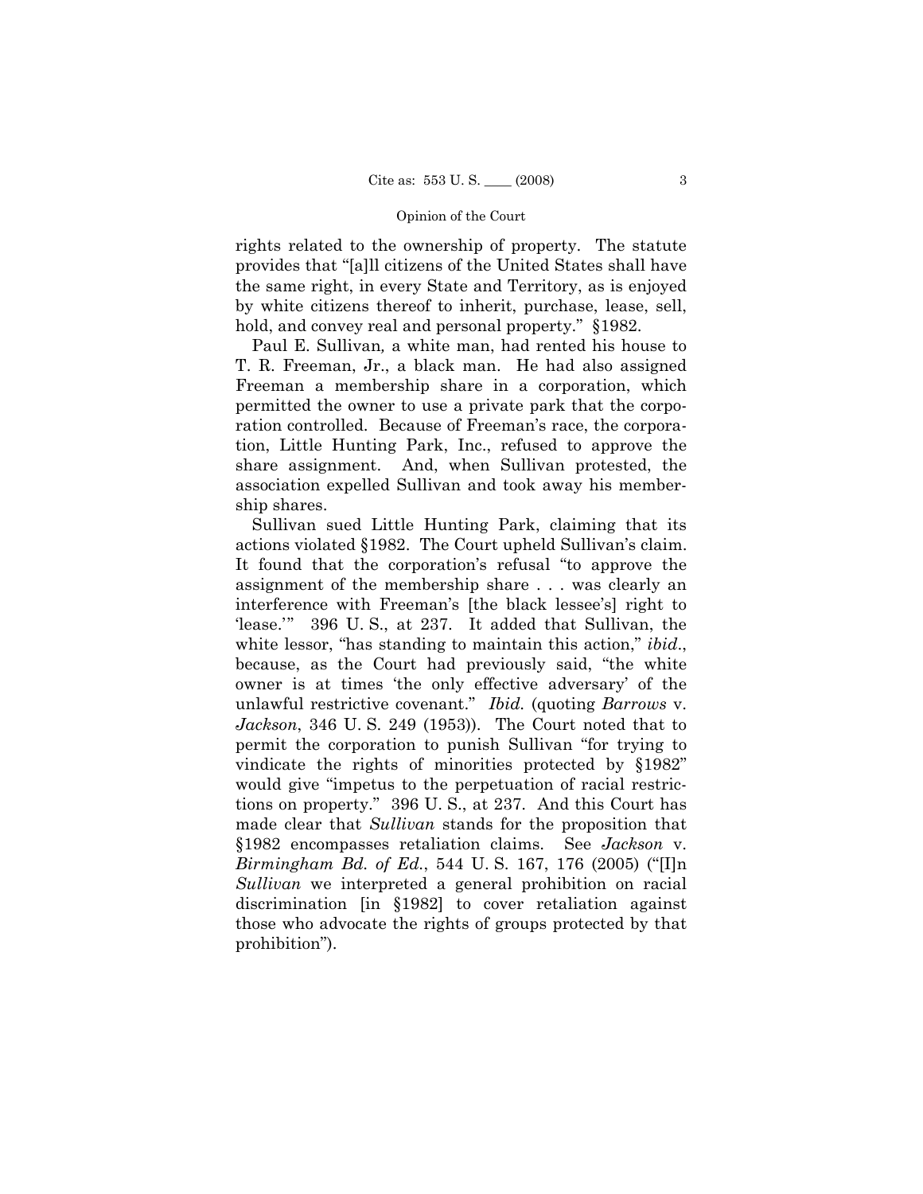rights related to the ownership of property. The statute provides that "[a]ll citizens of the United States shall have the same right, in every State and Territory, as is enjoyed by white citizens thereof to inherit, purchase, lease, sell, hold, and convey real and personal property." §1982.

Paul E. Sullivan, a white man, had rented his house to T. R. Freeman, Jr., a black man. He had also assigned Freeman a membership share in a corporation, which permitted the owner to use a private park that the corporation controlled. Because of Freeman's race, the corporation, Little Hunting Park, Inc., refused to approve the share assignment. And, when Sullivan protested, the association expelled Sullivan and took away his membership shares.

Sullivan sued Little Hunting Park, claiming that its actions violated §1982. The Court upheld Sullivan's claim. It found that the corporation's refusal "to approve the assignment of the membership share . . . was clearly an interference with Freeman's [the black lessee's] right to 'lease.'" 396 U. S., at 237. It added that Sullivan, the white lessor, "has standing to maintain this action," *ibid.*, because, as the Court had previously said, "the white owner is at times 'the only effective adversary' of the unlawful restrictive covenant." *Ibid.* (quoting *Barrows* v. *Jackson*, 346 U. S. 249 (1953)). The Court noted that to permit the corporation to punish Sullivan "for trying to vindicate the rights of minorities protected by §1982" would give "impetus to the perpetuation of racial restrictions on property." 396 U. S., at 237. And this Court has made clear that *Sullivan* stands for the proposition that §1982 encompasses retaliation claims. See *Jackson* v. *Birmingham Bd. of Ed.*, 544 U. S. 167, 176 (2005) ("[I]n *Sullivan* we interpreted a general prohibition on racial discrimination [in §1982] to cover retaliation against those who advocate the rights of groups protected by that prohibition").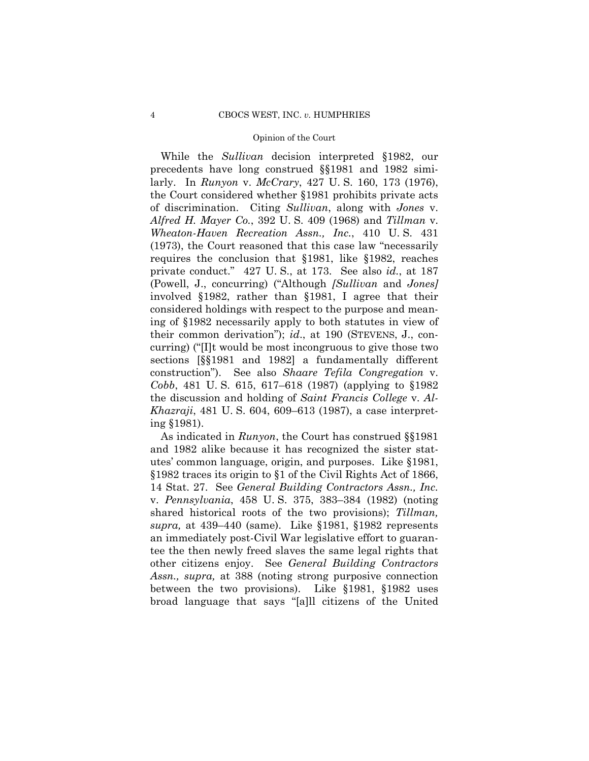While the *Sullivan* decision interpreted §1982, our precedents have long construed §§1981 and 1982 similarly. In *Runyon* v. *McCrary*, 427 U. S. 160, 173 (1976), the Court considered whether §1981 prohibits private acts of discrimination. Citing *Sullivan*, along with *Jones* v. *Alfred H. Mayer Co.*, 392 U. S. 409 (1968) and *Tillman* v. *Wheaton-Haven Recreation Assn., Inc.*, 410 U. S. 431 (1973), the Court reasoned that this case law "necessarily requires the conclusion that §1981, like §1982, reaches private conduct." 427 U. S., at 173. See also *id.*, at 187 (Powell, J., concurring) ("Although *[Sullivan* and *Jones]* involved §1982, rather than §1981, I agree that their considered holdings with respect to the purpose and meaning of §1982 necessarily apply to both statutes in view of their common derivation"); *id.*, at 190 (STEVENS, J., concurring) ("[I]t would be most incongruous to give those two sections [§§1981 and 1982] a fundamentally different construction"). See also *Shaare Tefila Congregation* v. *Cobb*, 481 U. S. 615, 617–618 (1987) (applying to §1982 the discussion and holding of *Saint Francis College* v. *Al-Khazraji*, 481 U. S. 604, 609–613 (1987), a case interpreting §1981).

As indicated in *Runyon*, the Court has construed §§1981 and 1982 alike because it has recognized the sister statutes' common language, origin, and purposes. Like §1981, §1982 traces its origin to §1 of the Civil Rights Act of 1866, 14 Stat. 27. See *General Building Contractors Assn., Inc.* v. *Pennsylvania*, 458 U. S. 375, 383–384 (1982) (noting shared historical roots of the two provisions); *Tillman, supra,* at 439–440 (same). Like §1981, §1982 represents an immediately post-Civil War legislative effort to guarantee the then newly freed slaves the same legal rights that other citizens enjoy. See *General Building Contractors Assn., supra,* at 388 (noting strong purposive connection between the two provisions). Like §1981, §1982 uses broad language that says "[a]ll citizens of the United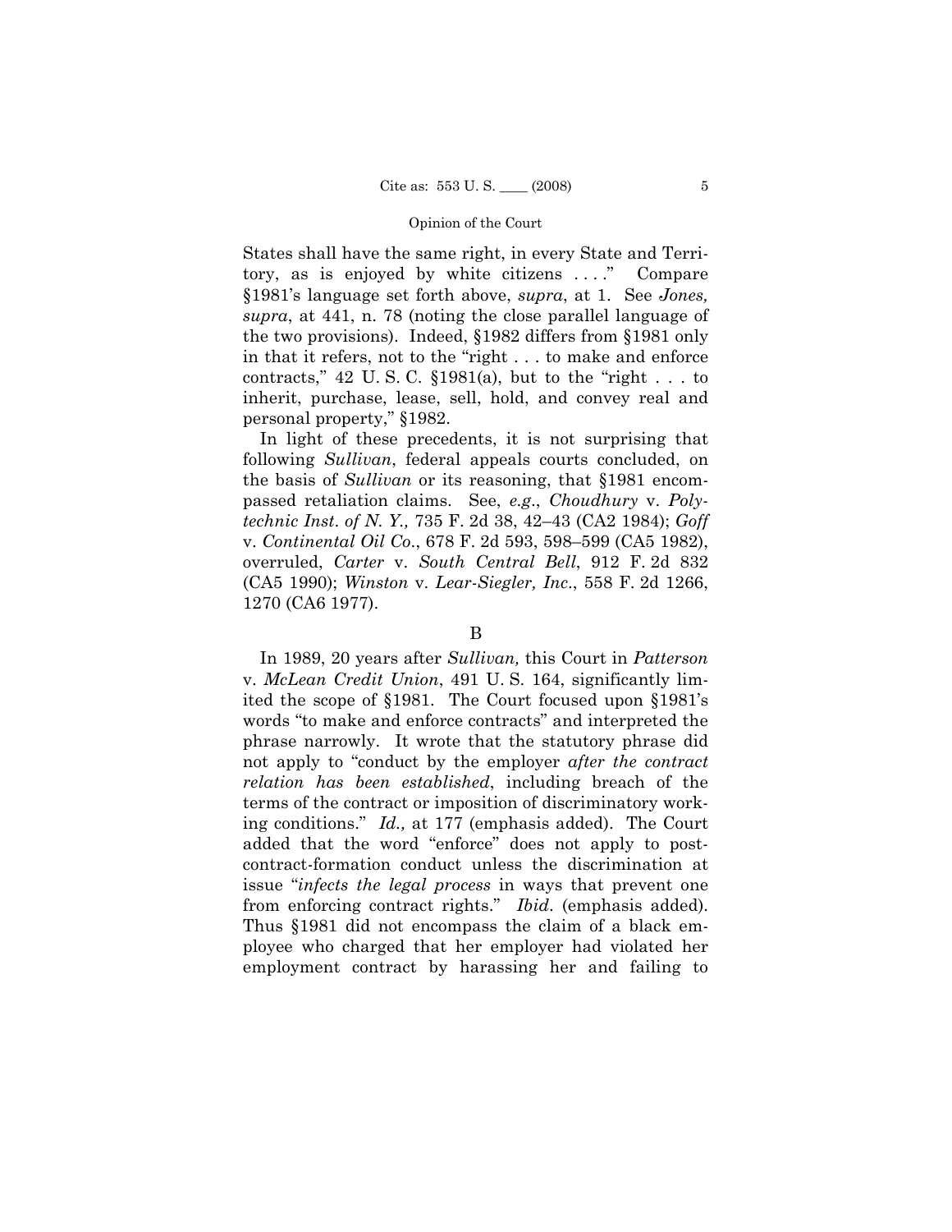States shall have the same right, in every State and Territory, as is enjoyed by white citizens . . . ." Compare §1981's language set forth above, *supra*, at 1. See *Jones, supra*, at 441, n. 78 (noting the close parallel language of the two provisions). Indeed, §1982 differs from §1981 only in that it refers, not to the "right . . . to make and enforce contracts," 42 U. S. C. §1981(a), but to the "right . . . to inherit, purchase, lease, sell, hold, and convey real and personal property," §1982.

In light of these precedents, it is not surprising that following *Sullivan*, federal appeals courts concluded, on the basis of *Sullivan* or its reasoning, that §1981 encompassed retaliation claims. See, *e.g.*, *Choudhury* v. *Polytechnic Inst. of N. Y.,* 735 F. 2d 38, 42–43 (CA2 1984); *Goff* v. *Continental Oil Co*., 678 F. 2d 593, 598–599 (CA5 1982), overruled, *Carter* v. *South Central Bell*, 912 F. 2d 832 (CA5 1990); *Winston* v. *Lear-Siegler, Inc*., 558 F. 2d 1266, 1270 (CA6 1977).

B

In 1989, 20 years after *Sullivan,* this Court in *Patterson* v. *McLean Credit Union*, 491 U. S. 164, significantly limited the scope of §1981. The Court focused upon §1981's words "to make and enforce contracts" and interpreted the phrase narrowly. It wrote that the statutory phrase did not apply to "conduct by the employer *after the contract relation has been established*, including breach of the terms of the contract or imposition of discriminatory working conditions." *Id.,* at 177 (emphasis added). The Court added that the word "enforce" does not apply to post-contract-formation conduct unless the discrimination at issue "*infects the legal process* in ways that prevent one from enforcing contract rights." *Ibid*. (emphasis added). Thus §1981 did not encompass the claim of a black employee who charged that her employer had violated her employment contract by harassing her and failing to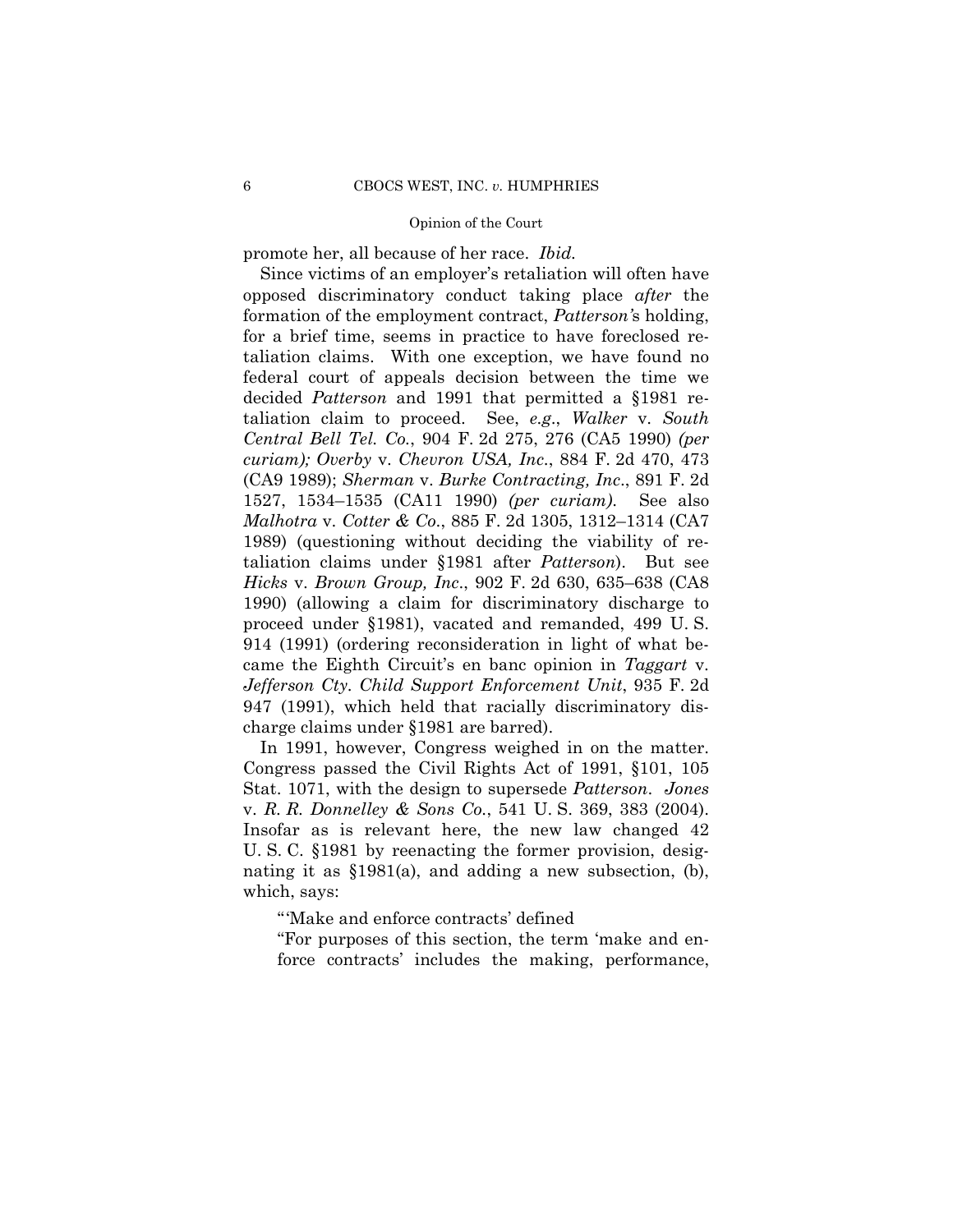promote her, all because of her race. *Ibid.*

Since victims of an employer's retaliation will often have opposed discriminatory conduct taking place *after* the formation of the employment contract, *Patterson's* holding, for a brief time, seems in practice to have foreclosed retaliation claims. With one exception, we have found no federal court of appeals decision between the time we decided *Patterson* and 1991 that permitted a §1981 retaliation claim to proceed. See, *e.g.*, *Walker* v. *South Central Bell Tel. Co.*, 904 F. 2d 275, 276 (CA5 1990) *(per curiam); Overby* v. *Chevron USA, Inc.*, 884 F. 2d 470, 473 (CA9 1989); *Sherman* v. *Burke Contracting, Inc.*, 891 F. 2d 1527, 1534–1535 (CA11 1990) *(per curiam).* See also *Malhotra* v. *Cotter & Co.*, 885 F. 2d 1305, 1312–1314 (CA7 1989) (questioning without deciding the viability of retaliation claims under §1981 after *Patterson*). But see *Hicks* v. *Brown Group, Inc.*, 902 F. 2d 630, 635–638 (CA8 1990) (allowing a claim for discriminatory discharge to proceed under §1981), vacated and remanded, 499 U. S. 914 (1991) (ordering reconsideration in light of what became the Eighth Circuit's en banc opinion in *Taggart* v. *Jefferson Cty. Child Support Enforcement Unit*, 935 F. 2d 947 (1991), which held that racially discriminatory discharge claims under §1981 are barred).

In 1991, however, Congress weighed in on the matter. Congress passed the Civil Rights Act of 1991, §101, 105 Stat. 1071, with the design to supersede *Patterson*. *Jones* v. *R. R. Donnelley & Sons Co.*, 541 U. S. 369, 383 (2004). Insofar as is relevant here, the new law changed 42 U. S. C. §1981 by reenacting the former provision, designating it as §1981(a), and adding a new subsection, (b), which, says:

> "'Make and enforce contracts' defined
>
> "For purposes of this section, the term 'make and enforce contracts' includes the making, performance,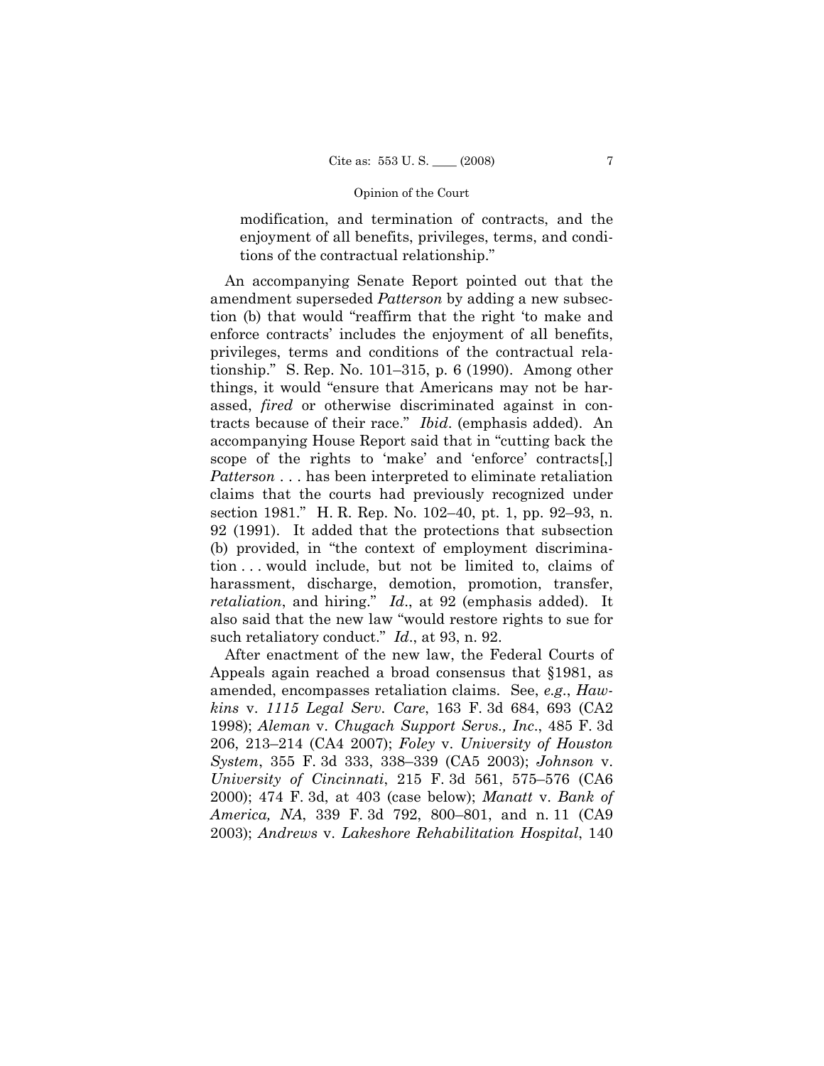> modification, and termination of contracts, and the enjoyment of all benefits, privileges, terms, and conditions of the contractual relationship."

An accompanying Senate Report pointed out that the amendment superseded *Patterson* by adding a new subsection (b) that would "reaffirm that the right 'to make and enforce contracts' includes the enjoyment of all benefits, privileges, terms and conditions of the contractual relationship." S. Rep. No. 101–315, p. 6 (1990). Among other things, it would "ensure that Americans may not be harassed, *fired* or otherwise discriminated against in contracts because of their race." *Ibid*. (emphasis added). An accompanying House Report said that in "cutting back the scope of the rights to 'make' and 'enforce' contracts[,] *Patterson* . . . has been interpreted to eliminate retaliation claims that the courts had previously recognized under section 1981." H. R. Rep. No. 102–40, pt. 1, pp. 92–93, n. 92 (1991). It added that the protections that subsection (b) provided, in "the context of employment discrimination . . . would include, but not be limited to, claims of harassment, discharge, demotion, promotion, transfer, *retaliation*, and hiring." *Id*., at 92 (emphasis added). It also said that the new law "would restore rights to sue for such retaliatory conduct." *Id*., at 93, n. 92.

After enactment of the new law, the Federal Courts of Appeals again reached a broad consensus that §1981, as amended, encompasses retaliation claims. See, *e.g*., *Hawkins* v. *1115 Legal Serv. Care*, 163 F. 3d 684, 693 (CA2 1998); *Aleman* v. *Chugach Support Servs., Inc*., 485 F. 3d 206, 213–214 (CA4 2007); *Foley* v. *University of Houston System*, 355 F. 3d 333, 338–339 (CA5 2003); *Johnson* v. *University of Cincinnati*, 215 F. 3d 561, 575–576 (CA6 2000); 474 F. 3d, at 403 (case below); *Manatt* v. *Bank of America, NA*, 339 F. 3d 792, 800–801, and n. 11 (CA9 2003); *Andrews* v. *Lakeshore Rehabilitation Hospital*, 140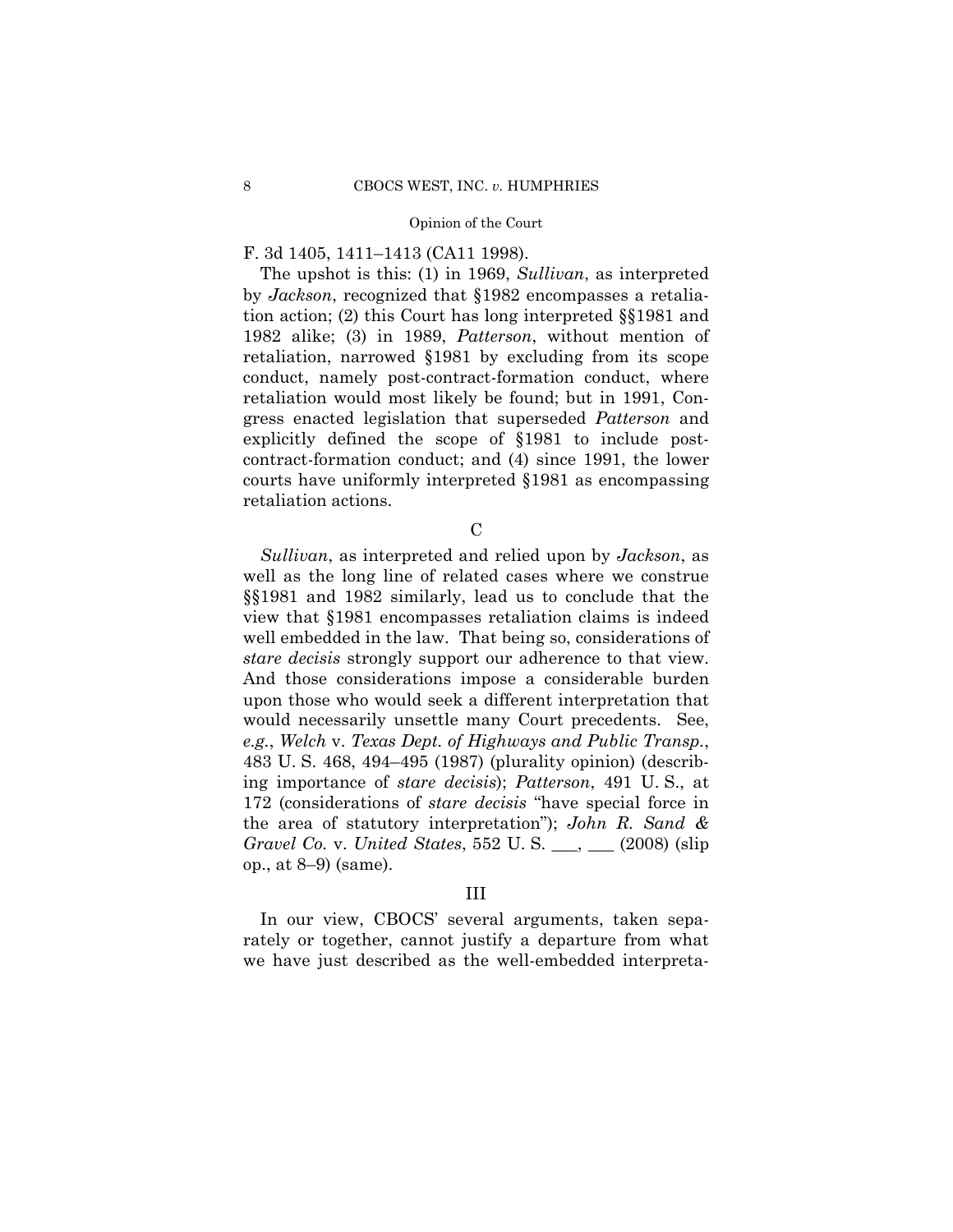F. 3d 1405, 1411–1413 (CA11 1998).

The upshot is this: (1) in 1969, *Sullivan*, as interpreted by *Jackson*, recognized that §1982 encompasses a retaliation action; (2) this Court has long interpreted §§1981 and 1982 alike; (3) in 1989, *Patterson*, without mention of retaliation, narrowed §1981 by excluding from its scope conduct, namely post-contract-formation conduct, where retaliation would most likely be found; but in 1991, Congress enacted legislation that superseded *Patterson* and explicitly defined the scope of §1981 to include post-contract-formation conduct; and (4) since 1991, the lower courts have uniformly interpreted §1981 as encompassing retaliation actions.

### C

*Sullivan*, as interpreted and relied upon by *Jackson*, as well as the long line of related cases where we construe §§1981 and 1982 similarly, lead us to conclude that the view that §1981 encompasses retaliation claims is indeed well embedded in the law. That being so, considerations of *stare decisis* strongly support our adherence to that view. And those considerations impose a considerable burden upon those who would seek a different interpretation that would necessarily unsettle many Court precedents. See, *e.g.*, *Welch* v. *Texas Dept. of Highways and Public Transp.*, 483 U. S. 468, 494–495 (1987) (plurality opinion) (describing importance of *stare decisis*); *Patterson*, 491 U. S., at 172 (considerations of *stare decisis* "have special force in the area of statutory interpretation"); *John R. Sand & Gravel Co.* v. *United States*, 552 U. S. ___, ___ (2008) (slip op., at 8–9) (same).

## III

In our view, CBOCS' several arguments, taken separately or together, cannot justify a departure from what we have just described as the well-embedded interpreta-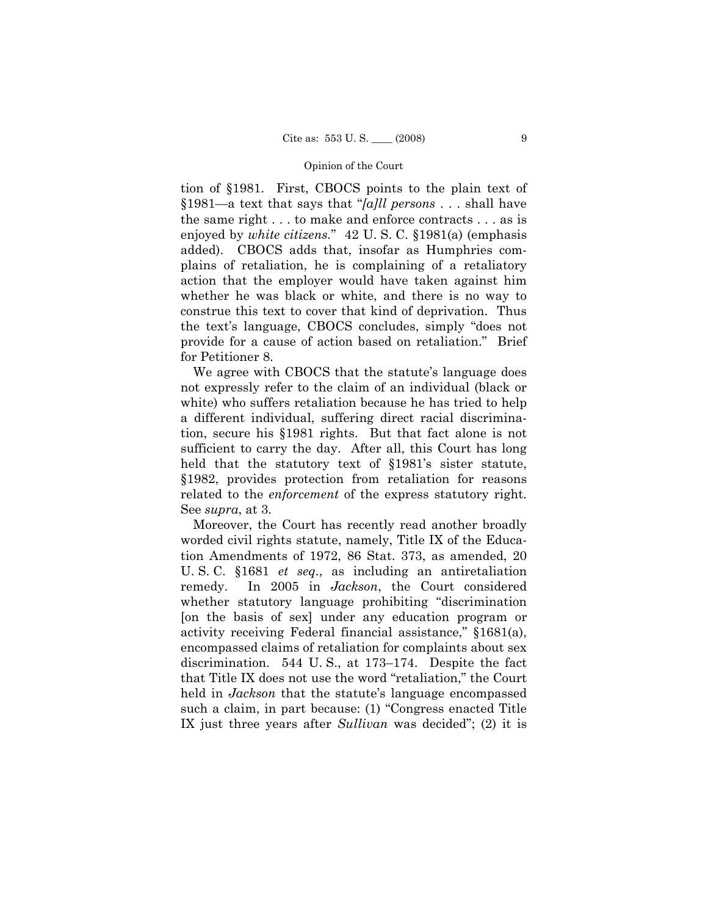tion of §1981. First, CBOCS points to the plain text of §1981—a text that says that "*[a]ll persons* . . . shall have the same right . . . to make and enforce contracts . . . as is enjoyed by *white citizens*." 42 U. S. C. §1981(a) (emphasis added). CBOCS adds that, insofar as Humphries complains of retaliation, he is complaining of a retaliatory action that the employer would have taken against him whether he was black or white, and there is no way to construe this text to cover that kind of deprivation. Thus the text's language, CBOCS concludes, simply "does not provide for a cause of action based on retaliation." Brief for Petitioner 8.

We agree with CBOCS that the statute's language does not expressly refer to the claim of an individual (black or white) who suffers retaliation because he has tried to help a different individual, suffering direct racial discrimination, secure his §1981 rights. But that fact alone is not sufficient to carry the day. After all, this Court has long held that the statutory text of §1981's sister statute, §1982, provides protection from retaliation for reasons related to the *enforcement* of the express statutory right. See *supra*, at 3.

Moreover, the Court has recently read another broadly worded civil rights statute, namely, Title IX of the Education Amendments of 1972, 86 Stat. 373, as amended, 20 U. S. C. §1681 *et seq*., as including an antiretaliation remedy. In 2005 in *Jackson*, the Court considered whether statutory language prohibiting "discrimination [on the basis of sex] under any education program or activity receiving Federal financial assistance," §1681(a), encompassed claims of retaliation for complaints about sex discrimination. 544 U. S., at 173–174. Despite the fact that Title IX does not use the word "retaliation," the Court held in *Jackson* that the statute's language encompassed such a claim, in part because: (1) "Congress enacted Title IX just three years after *Sullivan* was decided"; (2) it is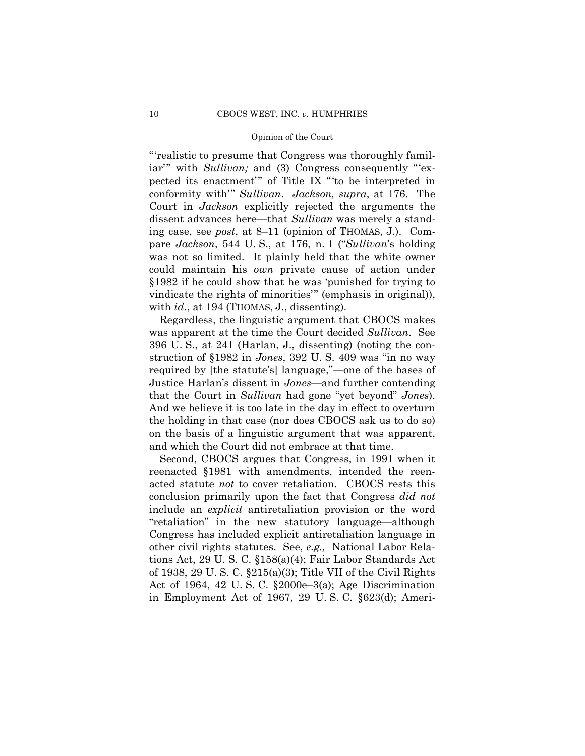"'realistic to presume that Congress was thoroughly familiar'" with *Sullivan;* and (3) Congress consequently "'expected its enactment'" of Title IX "'to be interpreted in conformity with'" *Sullivan*. *Jackson, supra*, at 176. The Court in *Jackson* explicitly rejected the arguments the dissent advances here—that *Sullivan* was merely a standing case, see *post*, at 8–11 (opinion of THOMAS, J.). Compare *Jackson*, 544 U. S., at 176, n. 1 ("*Sullivan*'s holding was not so limited. It plainly held that the white owner could maintain his *own* private cause of action under §1982 if he could show that he was 'punished for trying to vindicate the rights of minorities'" (emphasis in original)), with *id*., at 194 (THOMAS, J., dissenting).

Regardless, the linguistic argument that CBOCS makes was apparent at the time the Court decided *Sullivan*. See 396 U. S., at 241 (Harlan, J., dissenting) (noting the construction of §1982 in *Jones*, 392 U. S. 409 was "in no way required by [the statute's] language,"—one of the bases of Justice Harlan's dissent in *Jones*—and further contending that the Court in *Sullivan* had gone "yet beyond" *Jones*). And we believe it is too late in the day in effect to overturn the holding in that case (nor does CBOCS ask us to do so) on the basis of a linguistic argument that was apparent, and which the Court did not embrace at that time.

Second, CBOCS argues that Congress, in 1991 when it reenacted §1981 with amendments, intended the reenacted statute *not* to cover retaliation. CBOCS rests this conclusion primarily upon the fact that Congress *did not* include an *explicit* antiretaliation provision or the word "retaliation" in the new statutory language—although Congress has included explicit antiretaliation language in other civil rights statutes. See, *e.g.,* National Labor Relations Act, 29 U. S. C. §158(a)(4); Fair Labor Standards Act of 1938, 29 U. S. C. §215(a)(3); Title VII of the Civil Rights Act of 1964, 42 U. S. C. §2000e–3(a); Age Discrimination in Employment Act of 1967, 29 U. S. C. §623(d); Ameri-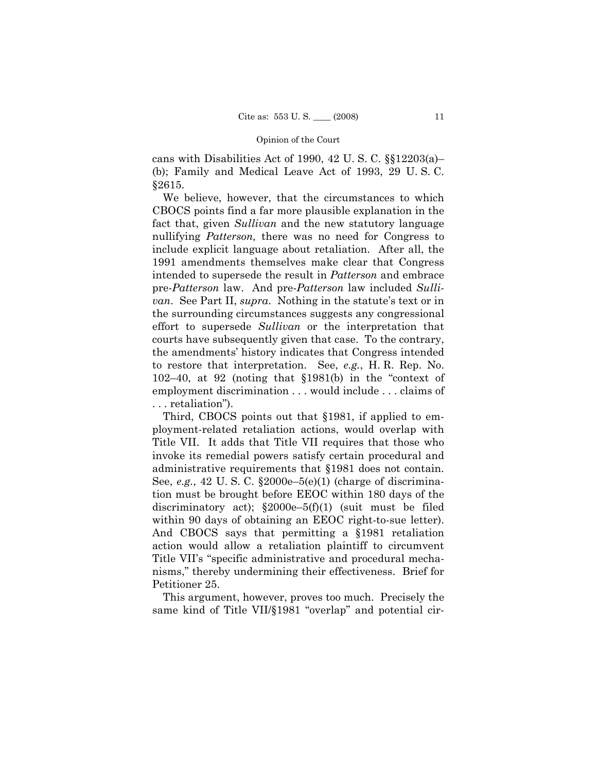cans with Disabilities Act of 1990, 42 U. S. C. §§12203(a)–(b); Family and Medical Leave Act of 1993, 29 U. S. C. §2615.

We believe, however, that the circumstances to which CBOCS points find a far more plausible explanation in the fact that, given *Sullivan* and the new statutory language nullifying *Patterson,* there was no need for Congress to include explicit language about retaliation. After all, the 1991 amendments themselves make clear that Congress intended to supersede the result in *Patterson* and embrace pre-*Patterson* law. And pre-*Patterson* law included *Sullivan*. See Part II, *supra*. Nothing in the statute's text or in the surrounding circumstances suggests any congressional effort to supersede *Sullivan* or the interpretation that courts have subsequently given that case. To the contrary, the amendments' history indicates that Congress intended to restore that interpretation. See, *e.g.*, H. R. Rep. No. 102–40, at 92 (noting that §1981(b) in the "context of employment discrimination . . . would include . . . claims of . . . retaliation").

Third, CBOCS points out that §1981, if applied to employment-related retaliation actions, would overlap with Title VII. It adds that Title VII requires that those who invoke its remedial powers satisfy certain procedural and administrative requirements that §1981 does not contain. See, *e.g.*, 42 U. S. C. §2000e–5(e)(1) (charge of discrimination must be brought before EEOC within 180 days of the discriminatory act); §2000e–5(f)(1) (suit must be filed within 90 days of obtaining an EEOC right-to-sue letter). And CBOCS says that permitting a §1981 retaliation action would allow a retaliation plaintiff to circumvent Title VII's "specific administrative and procedural mechanisms," thereby undermining their effectiveness. Brief for Petitioner 25.

This argument, however, proves too much. Precisely the same kind of Title VII/§1981 "overlap" and potential cir-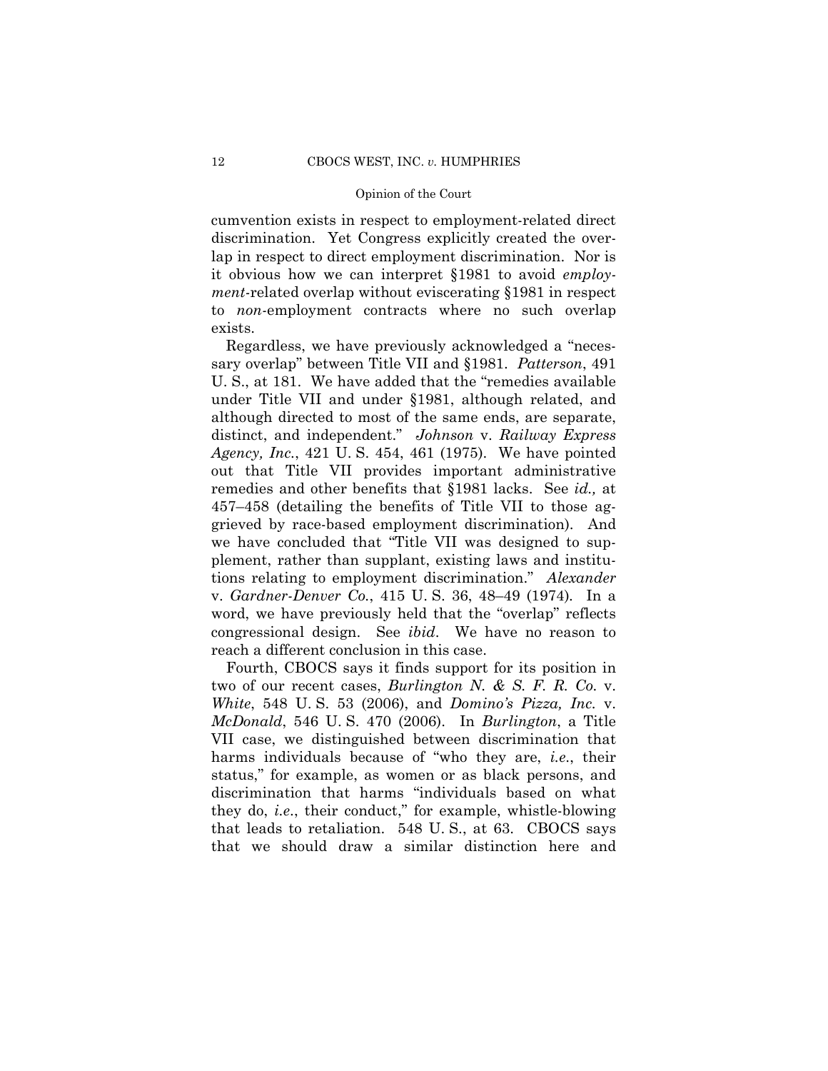cumvention exists in respect to employment-related direct discrimination. Yet Congress explicitly created the overlap in respect to direct employment discrimination. Nor is it obvious how we can interpret §1981 to avoid *employment*-related overlap without eviscerating §1981 in respect to *non*-employment contracts where no such overlap exists.

Regardless, we have previously acknowledged a "necessary overlap" between Title VII and §1981. *Patterson*, 491 U. S., at 181. We have added that the "remedies available under Title VII and under §1981, although related, and although directed to most of the same ends, are separate, distinct, and independent." *Johnson* v. *Railway Express Agency, Inc.*, 421 U. S. 454, 461 (1975). We have pointed out that Title VII provides important administrative remedies and other benefits that §1981 lacks. See *id.,* at 457–458 (detailing the benefits of Title VII to those aggrieved by race-based employment discrimination). And we have concluded that "Title VII was designed to supplement, rather than supplant, existing laws and institutions relating to employment discrimination." *Alexander* v. *Gardner-Denver Co.*, 415 U. S. 36, 48–49 (1974). In a word, we have previously held that the "overlap" reflects congressional design. See *ibid*. We have no reason to reach a different conclusion in this case.

Fourth, CBOCS says it finds support for its position in two of our recent cases, *Burlington N. & S. F. R. Co.* v. *White*, 548 U. S. 53 (2006), and *Domino's Pizza, Inc.* v. *McDonald*, 546 U. S. 470 (2006). In *Burlington*, a Title VII case, we distinguished between discrimination that harms individuals because of "who they are, *i.e.*, their status," for example, as women or as black persons, and discrimination that harms "individuals based on what they do, *i.e.*, their conduct," for example, whistle-blowing that leads to retaliation. 548 U. S., at 63. CBOCS says that we should draw a similar distinction here and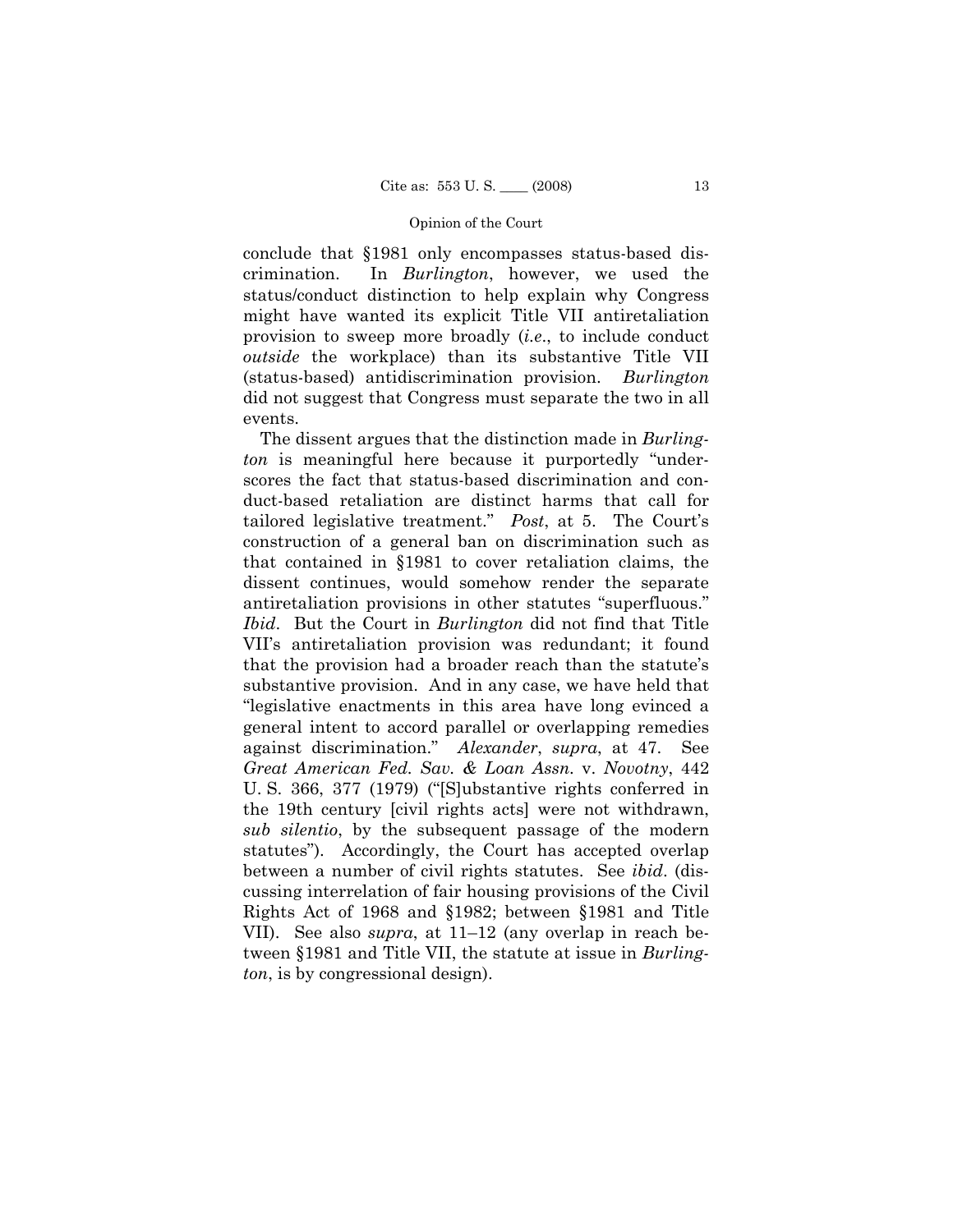conclude that §1981 only encompasses status-based discrimination. In *Burlington*, however, we used the status/conduct distinction to help explain why Congress might have wanted its explicit Title VII antiretaliation provision to sweep more broadly (*i.e.*, to include conduct *outside* the workplace) than its substantive Title VII (status-based) antidiscrimination provision. *Burlington* did not suggest that Congress must separate the two in all events.

The dissent argues that the distinction made in *Burlington* is meaningful here because it purportedly "underscores the fact that status-based discrimination and conduct-based retaliation are distinct harms that call for tailored legislative treatment." *Post*, at 5. The Court's construction of a general ban on discrimination such as that contained in §1981 to cover retaliation claims, the dissent continues, would somehow render the separate antiretaliation provisions in other statutes "superfluous." *Ibid*. But the Court in *Burlington* did not find that Title VII's antiretaliation provision was redundant; it found that the provision had a broader reach than the statute's substantive provision. And in any case, we have held that "legislative enactments in this area have long evinced a general intent to accord parallel or overlapping remedies against discrimination." *Alexander*, *supra*, at 47. See *Great American Fed. Sav. & Loan Assn.* v. *Novotny*, 442 U. S. 366, 377 (1979) ("[S]ubstantive rights conferred in the 19th century [civil rights acts] were not withdrawn, *sub silentio*, by the subsequent passage of the modern statutes"). Accordingly, the Court has accepted overlap between a number of civil rights statutes. See *ibid*. (discussing interrelation of fair housing provisions of the Civil Rights Act of 1968 and §1982; between §1981 and Title VII). See also *supra*, at 11–12 (any overlap in reach between §1981 and Title VII, the statute at issue in *Burlington*, is by congressional design).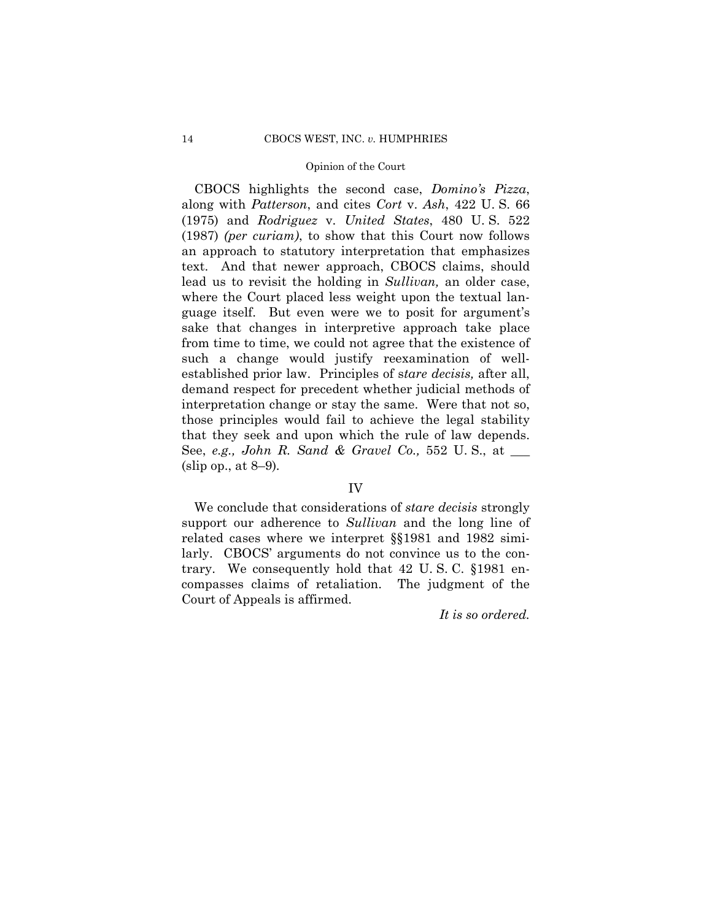CBOCS highlights the second case, *Domino's Pizza*, along with *Patterson*, and cites *Cort* v. *Ash*, 422 U. S. 66 (1975) and *Rodriguez* v. *United States*, 480 U. S. 522 (1987) *(per curiam)*, to show that this Court now follows an approach to statutory interpretation that emphasizes text. And that newer approach, CBOCS claims, should lead us to revisit the holding in *Sullivan,* an older case, where the Court placed less weight upon the textual language itself. But even were we to posit for argument's sake that changes in interpretive approach take place from time to time, we could not agree that the existence of such a change would justify reexamination of well-established prior law. Principles of s*tare decisis,* after all, demand respect for precedent whether judicial methods of interpretation change or stay the same. Were that not so, those principles would fail to achieve the legal stability that they seek and upon which the rule of law depends. See, *e.g., John R. Sand & Gravel Co.,* 552 U. S., at ___ (slip op., at 8–9).

## IV

We conclude that considerations of *stare decisis* strongly support our adherence to *Sullivan* and the long line of related cases where we interpret §§1981 and 1982 similarly. CBOCS' arguments do not convince us to the contrary. We consequently hold that 42 U. S. C. §1981 encompasses claims of retaliation. The judgment of the Court of Appeals is affirmed.

*It is so ordered.*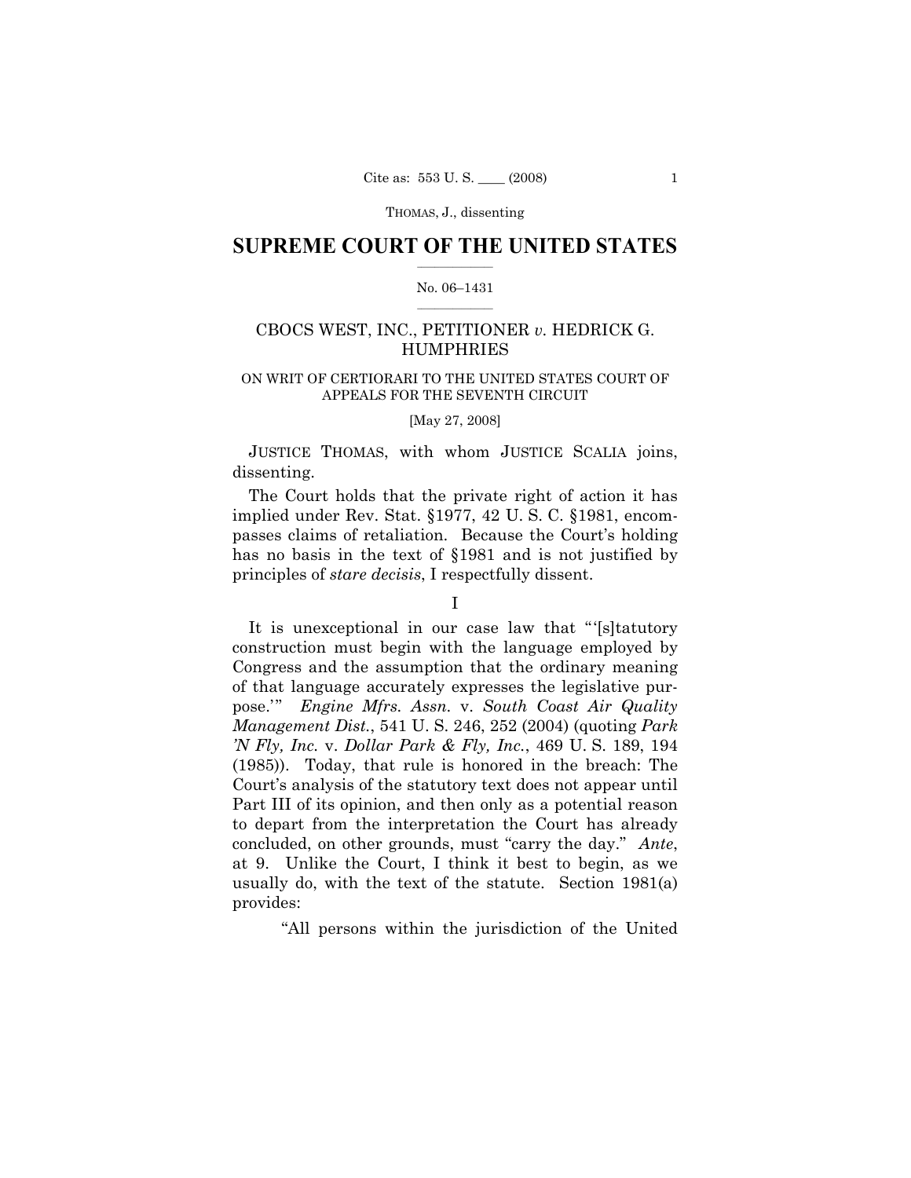# SUPREME COURT OF THE UNITED STATES

No. 06–1431

CBOCS WEST, INC., PETITIONER *v.* HEDRICK G. HUMPHRIES

ON WRIT OF CERTIORARI TO THE UNITED STATES COURT OF APPEALS FOR THE SEVENTH CIRCUIT

[May 27, 2008]

JUSTICE THOMAS, with whom JUSTICE SCALIA joins, dissenting.

The Court holds that the private right of action it has implied under Rev. Stat. §1977, 42 U. S. C. §1981, encompasses claims of retaliation. Because the Court's holding has no basis in the text of §1981 and is not justified by principles of *stare decisis*, I respectfully dissent.

I

It is unexceptional in our case law that "'[s]tatutory construction must begin with the language employed by Congress and the assumption that the ordinary meaning of that language accurately expresses the legislative purpose.'" *Engine Mfrs. Assn.* v. *South Coast Air Quality Management Dist.*, 541 U. S. 246, 252 (2004) (quoting *Park 'N Fly, Inc.* v. *Dollar Park & Fly, Inc.*, 469 U. S. 189, 194 (1985)). Today, that rule is honored in the breach: The Court's analysis of the statutory text does not appear until Part III of its opinion, and then only as a potential reason to depart from the interpretation the Court has already concluded, on other grounds, must "carry the day." *Ante*, at 9. Unlike the Court, I think it best to begin, as we usually do, with the text of the statute. Section 1981(a) provides:

> "All persons within the jurisdiction of the United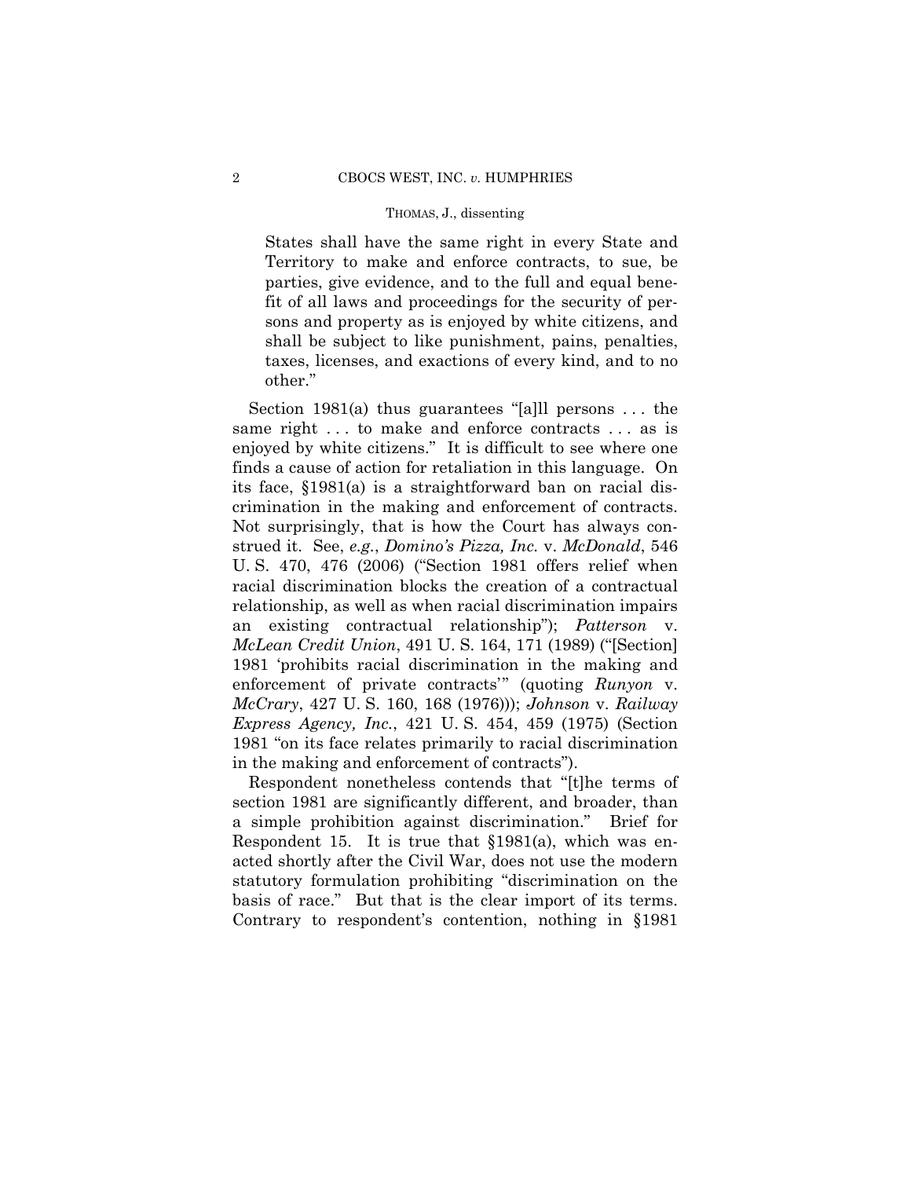> States shall have the same right in every State and Territory to make and enforce contracts, to sue, be parties, give evidence, and to the full and equal benefit of all laws and proceedings for the security of persons and property as is enjoyed by white citizens, and shall be subject to like punishment, pains, penalties, taxes, licenses, and exactions of every kind, and to no other."

Section 1981(a) thus guarantees "[a]ll persons . . . the same right . . . to make and enforce contracts . . . as is enjoyed by white citizens." It is difficult to see where one finds a cause of action for retaliation in this language. On its face, §1981(a) is a straightforward ban on racial discrimination in the making and enforcement of contracts. Not surprisingly, that is how the Court has always construed it. See, *e.g.*, *Domino's Pizza, Inc.* v. *McDonald*, 546 U. S. 470, 476 (2006) ("Section 1981 offers relief when racial discrimination blocks the creation of a contractual relationship, as well as when racial discrimination impairs an existing contractual relationship"); *Patterson* v. *McLean Credit Union*, 491 U. S. 164, 171 (1989) ("[Section] 1981 'prohibits racial discrimination in the making and enforcement of private contracts'" (quoting *Runyon* v. *McCrary*, 427 U. S. 160, 168 (1976))); *Johnson* v. *Railway Express Agency, Inc.*, 421 U. S. 454, 459 (1975) (Section 1981 "on its face relates primarily to racial discrimination in the making and enforcement of contracts").

Respondent nonetheless contends that "[t]he terms of section 1981 are significantly different, and broader, than a simple prohibition against discrimination." Brief for Respondent 15. It is true that §1981(a), which was enacted shortly after the Civil War, does not use the modern statutory formulation prohibiting "discrimination on the basis of race." But that is the clear import of its terms. Contrary to respondent's contention, nothing in §1981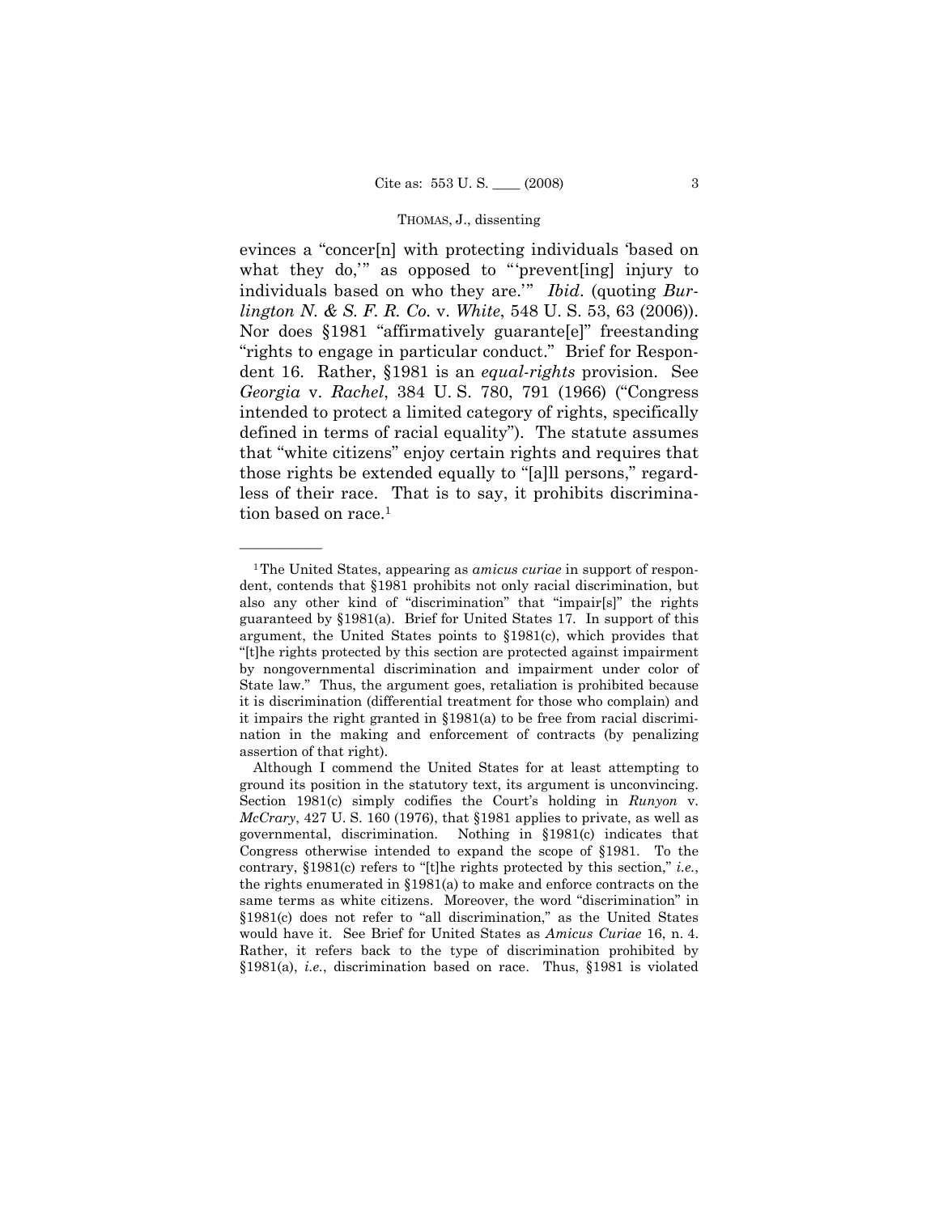evinces a "concer[n] with protecting individuals 'based on what they do,'" as opposed to "'prevent[ing] injury to individuals based on who they are.'" *Ibid*. (quoting *Burlington N. & S. F. R. Co.* v. *White*, 548 U. S. 53, 63 (2006)). Nor does §1981 "affirmatively guarante[e]" freestanding "rights to engage in particular conduct." Brief for Respondent 16. Rather, §1981 is an *equal-rights* provision. See *Georgia* v. *Rachel*, 384 U. S. 780, 791 (1966) ("Congress intended to protect a limited category of rights, specifically defined in terms of racial equality"). The statute assumes that "white citizens" enjoy certain rights and requires that those rights be extended equally to "[a]ll persons," regardless of their race. That is to say, it prohibits discrimination based on race.[1]

---

[1] The United States, appearing as *amicus curiae* in support of respondent, contends that §1981 prohibits not only racial discrimination, but also any other kind of "discrimination" that "impair[s]" the rights guaranteed by §1981(a). Brief for United States 17. In support of this argument, the United States points to §1981(c), which provides that "[t]he rights protected by this section are protected against impairment by nongovernmental discrimination and impairment under color of State law." Thus, the argument goes, retaliation is prohibited because it is discrimination (differential treatment for those who complain) and it impairs the right granted in §1981(a) to be free from racial discrimination in the making and enforcement of contracts (by penalizing assertion of that right).

Although I commend the United States for at least attempting to ground its position in the statutory text, its argument is unconvincing. Section 1981(c) simply codifies the Court's holding in *Runyon* v. *McCrary*, 427 U. S. 160 (1976), that §1981 applies to private, as well as governmental, discrimination. Nothing in §1981(c) indicates that Congress otherwise intended to expand the scope of §1981. To the contrary, §1981(c) refers to "[t]he rights protected by this section," *i.e.*, the rights enumerated in §1981(a) to make and enforce contracts on the same terms as white citizens. Moreover, the word "discrimination" in §1981(c) does not refer to "all discrimination," as the United States would have it. See Brief for United States as *Amicus Curiae* 16, n. 4. Rather, it refers back to the type of discrimination prohibited by §1981(a), *i.e.*, discrimination based on race. Thus, §1981 is violated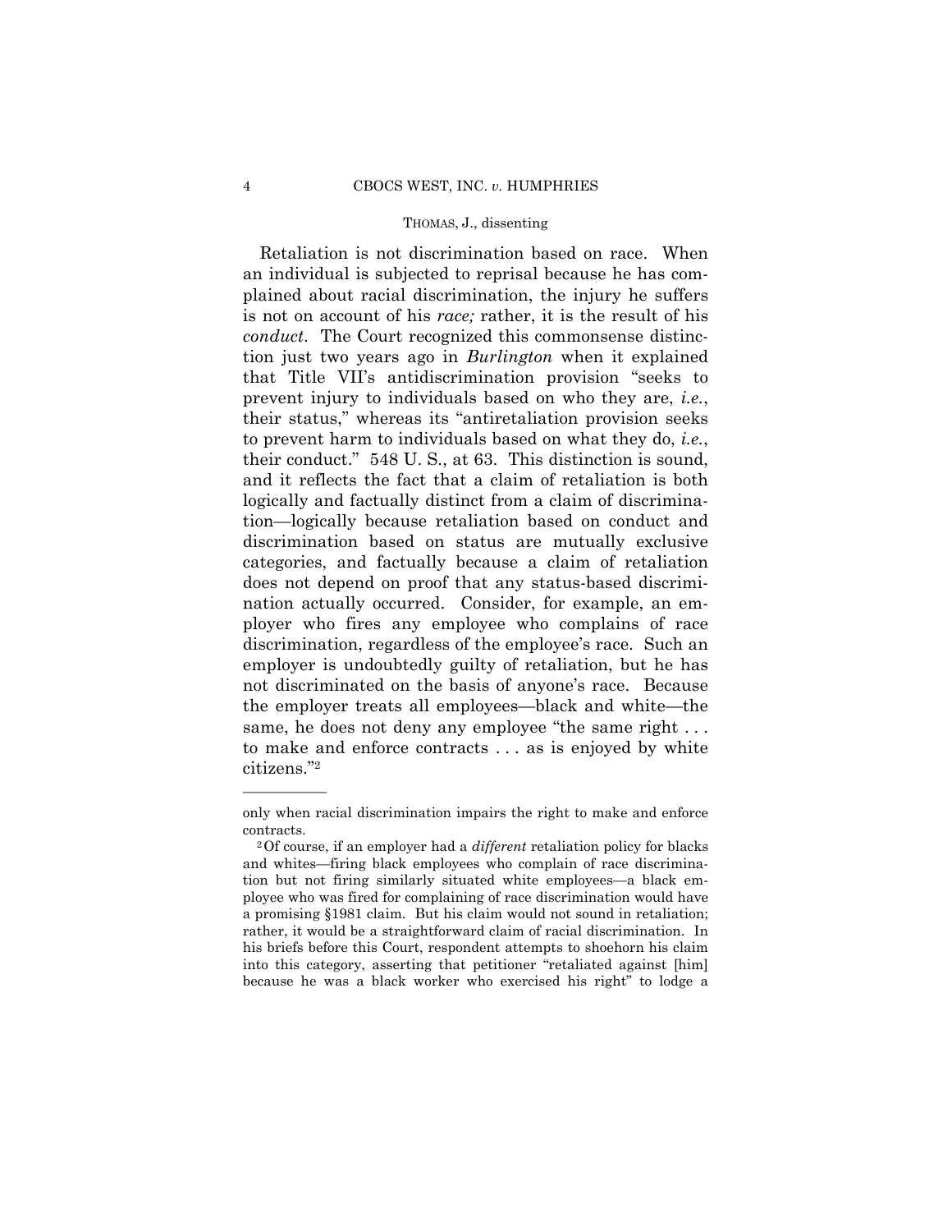Retaliation is not discrimination based on race. When an individual is subjected to reprisal because he has complained about racial discrimination, the injury he suffers is not on account of his *race;* rather, it is the result of his *conduct*. The Court recognized this commonsense distinction just two years ago in *Burlington* when it explained that Title VII's antidiscrimination provision "seeks to prevent injury to individuals based on who they are, *i.e.*, their status," whereas its "antiretaliation provision seeks to prevent harm to individuals based on what they do, *i.e.*, their conduct." 548 U. S., at 63. This distinction is sound, and it reflects the fact that a claim of retaliation is both logically and factually distinct from a claim of discrimination—logically because retaliation based on conduct and discrimination based on status are mutually exclusive categories, and factually because a claim of retaliation does not depend on proof that any status-based discrimination actually occurred. Consider, for example, an employer who fires any employee who complains of race discrimination, regardless of the employee's race. Such an employer is undoubtedly guilty of retaliation, but he has not discriminated on the basis of anyone's race. Because the employer treats all employees—black and white—the same, he does not deny any employee "the same right . . . to make and enforce contracts . . . as is enjoyed by white citizens."[2]

---

only when racial discrimination impairs the right to make and enforce contracts.

[2] Of course, if an employer had a *different* retaliation policy for blacks and whites—firing black employees who complain of race discrimination but not firing similarly situated white employees—a black employee who was fired for complaining of race discrimination would have a promising §1981 claim. But his claim would not sound in retaliation; rather, it would be a straightforward claim of racial discrimination. In his briefs before this Court, respondent attempts to shoehorn his claim into this category, asserting that petitioner "retaliated against [him] because he was a black worker who exercised his right" to lodge a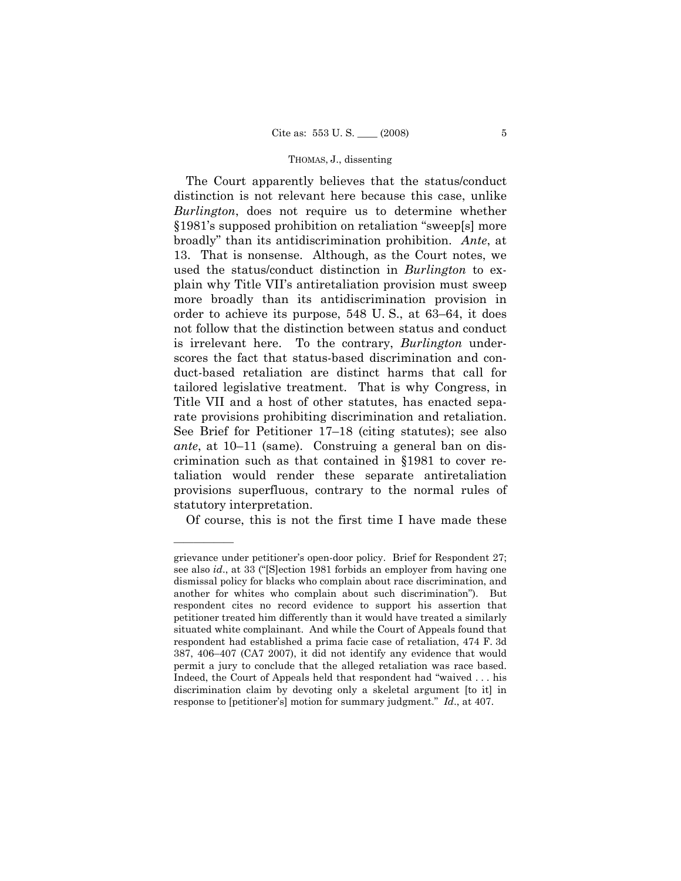The Court apparently believes that the status/conduct distinction is not relevant here because this case, unlike *Burlington*, does not require us to determine whether §1981's supposed prohibition on retaliation "sweep[s] more broadly" than its antidiscrimination prohibition. *Ante*, at 13. That is nonsense. Although, as the Court notes, we used the status/conduct distinction in *Burlington* to explain why Title VII's antiretaliation provision must sweep more broadly than its antidiscrimination provision in order to achieve its purpose, 548 U. S., at 63–64, it does not follow that the distinction between status and conduct is irrelevant here. To the contrary, *Burlington* underscores the fact that status-based discrimination and conduct-based retaliation are distinct harms that call for tailored legislative treatment. That is why Congress, in Title VII and a host of other statutes, has enacted separate provisions prohibiting discrimination and retaliation. See Brief for Petitioner 17–18 (citing statutes); see also *ante*, at 10–11 (same). Construing a general ban on discrimination such as that contained in §1981 to cover retaliation would render these separate antiretaliation provisions superfluous, contrary to the normal rules of statutory interpretation.

Of course, this is not the first time I have made these

---

grievance under petitioner's open-door policy. Brief for Respondent 27; see also *id*., at 33 ("[S]ection 1981 forbids an employer from having one dismissal policy for blacks who complain about race discrimination, and another for whites who complain about such discrimination"). But respondent cites no record evidence to support his assertion that petitioner treated him differently than it would have treated a similarly situated white complainant. And while the Court of Appeals found that respondent had established a prima facie case of retaliation, 474 F. 3d 387, 406–407 (CA7 2007), it did not identify any evidence that would permit a jury to conclude that the alleged retaliation was race based. Indeed, the Court of Appeals held that respondent had "waived . . . his discrimination claim by devoting only a skeletal argument [to it] in response to [petitioner's] motion for summary judgment." *Id*., at 407.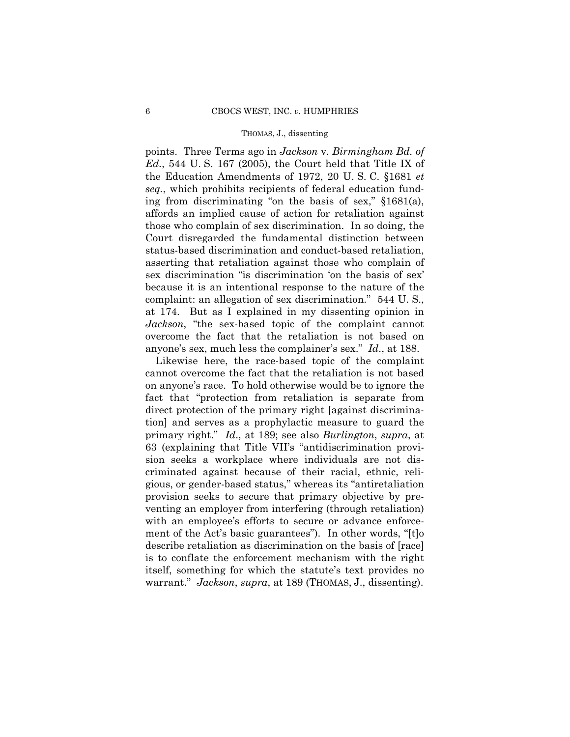points. Three Terms ago in *Jackson* v. *Birmingham Bd. of Ed.*, 544 U. S. 167 (2005), the Court held that Title IX of the Education Amendments of 1972, 20 U. S. C. §1681 *et seq.*, which prohibits recipients of federal education funding from discriminating "on the basis of sex," §1681(a), affords an implied cause of action for retaliation against those who complain of sex discrimination. In so doing, the Court disregarded the fundamental distinction between status-based discrimination and conduct-based retaliation, asserting that retaliation against those who complain of sex discrimination "is discrimination 'on the basis of sex' because it is an intentional response to the nature of the complaint: an allegation of sex discrimination." 544 U. S., at 174. But as I explained in my dissenting opinion in *Jackson*, "the sex-based topic of the complaint cannot overcome the fact that the retaliation is not based on anyone's sex, much less the complainer's sex." *Id.*, at 188.

Likewise here, the race-based topic of the complaint cannot overcome the fact that the retaliation is not based on anyone's race. To hold otherwise would be to ignore the fact that "protection from retaliation is separate from direct protection of the primary right [against discrimination] and serves as a prophylactic measure to guard the primary right." *Id.*, at 189; see also *Burlington*, *supra*, at 63 (explaining that Title VII's "antidiscrimination provision seeks a workplace where individuals are not discriminated against because of their racial, ethnic, religious, or gender-based status," whereas its "antiretaliation provision seeks to secure that primary objective by preventing an employer from interfering (through retaliation) with an employee's efforts to secure or advance enforcement of the Act's basic guarantees"). In other words, "[t]o describe retaliation as discrimination on the basis of [race] is to conflate the enforcement mechanism with the right itself, something for which the statute's text provides no warrant." *Jackson*, *supra*, at 189 (THOMAS, J., dissenting).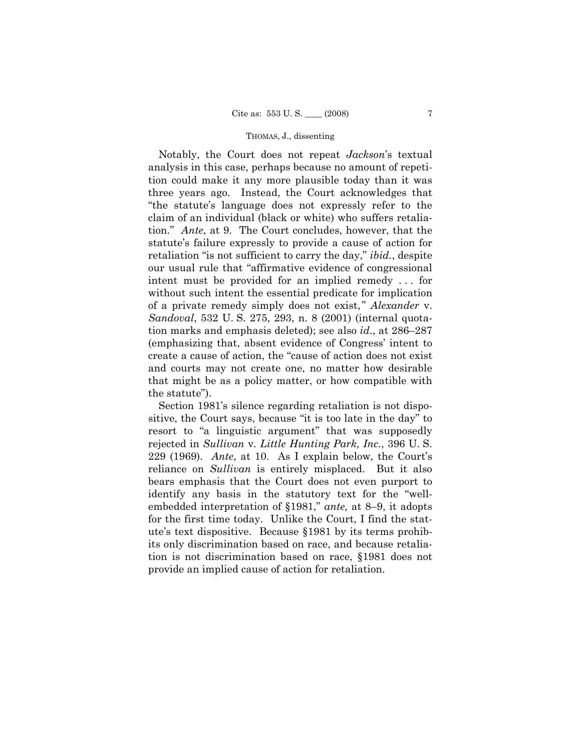Notably, the Court does not repeat *Jackson*'s textual analysis in this case, perhaps because no amount of repetition could make it any more plausible today than it was three years ago. Instead, the Court acknowledges that "the statute's language does not expressly refer to the claim of an individual (black or white) who suffers retaliation." *Ante*, at 9. The Court concludes, however, that the statute's failure expressly to provide a cause of action for retaliation "is not sufficient to carry the day," *ibid.*, despite our usual rule that "affirmative evidence of congressional intent must be provided for an implied remedy . . . for without such intent the essential predicate for implication of a private remedy simply does not exist," *Alexander* v. *Sandoval*, 532 U. S. 275, 293, n. 8 (2001) (internal quotation marks and emphasis deleted); see also *id*., at 286–287 (emphasizing that, absent evidence of Congress' intent to create a cause of action, the "cause of action does not exist and courts may not create one, no matter how desirable that might be as a policy matter, or how compatible with the statute").

Section 1981's silence regarding retaliation is not dispositive, the Court says, because "it is too late in the day" to resort to "a linguistic argument" that was supposedly rejected in *Sullivan* v. *Little Hunting Park, Inc.*, 396 U. S. 229 (1969). *Ante*, at 10. As I explain below, the Court's reliance on *Sullivan* is entirely misplaced. But it also bears emphasis that the Court does not even purport to identify any basis in the statutory text for the "well-embedded interpretation of §1981," *ante,* at 8–9, it adopts for the first time today. Unlike the Court, I find the statute's text dispositive. Because §1981 by its terms prohibits only discrimination based on race, and because retaliation is not discrimination based on race, §1981 does not provide an implied cause of action for retaliation.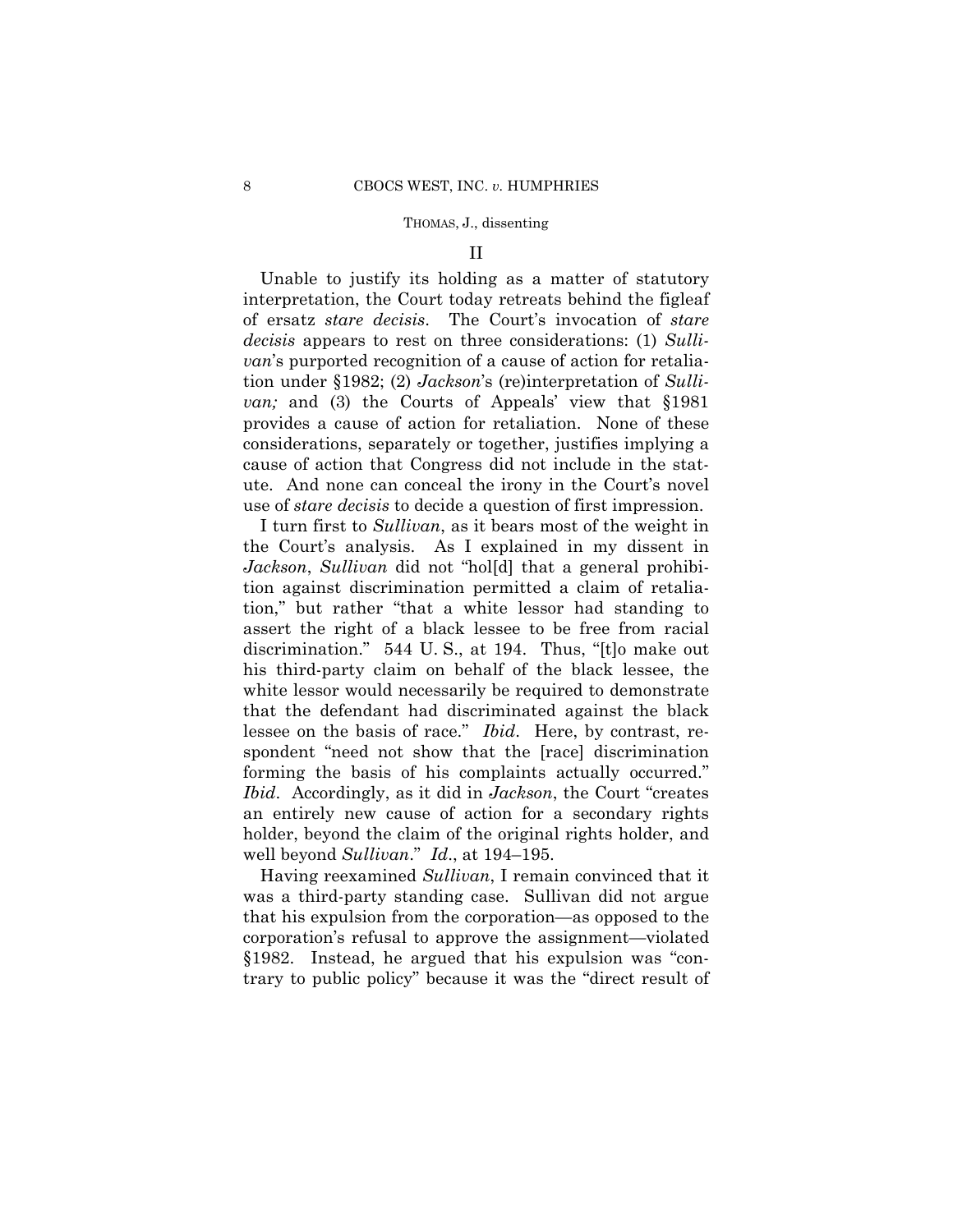## II

Unable to justify its holding as a matter of statutory interpretation, the Court today retreats behind the figleaf of ersatz *stare decisis*. The Court's invocation of *stare decisis* appears to rest on three considerations: (1) *Sullivan*'s purported recognition of a cause of action for retaliation under §1982; (2) *Jackson*'s (re)interpretation of *Sullivan;* and (3) the Courts of Appeals' view that §1981 provides a cause of action for retaliation. None of these considerations, separately or together, justifies implying a cause of action that Congress did not include in the statute. And none can conceal the irony in the Court's novel use of *stare decisis* to decide a question of first impression.

I turn first to *Sullivan*, as it bears most of the weight in the Court's analysis. As I explained in my dissent in *Jackson*, *Sullivan* did not "hol[d] that a general prohibition against discrimination permitted a claim of retaliation," but rather "that a white lessor had standing to assert the right of a black lessee to be free from racial discrimination." 544 U. S., at 194. Thus, "[t]o make out his third-party claim on behalf of the black lessee, the white lessor would necessarily be required to demonstrate that the defendant had discriminated against the black lessee on the basis of race." *Ibid*. Here, by contrast, respondent "need not show that the [race] discrimination forming the basis of his complaints actually occurred." *Ibid*. Accordingly, as it did in *Jackson*, the Court "creates an entirely new cause of action for a secondary rights holder, beyond the claim of the original rights holder, and well beyond *Sullivan*." *Id*., at 194–195.

Having reexamined *Sullivan*, I remain convinced that it was a third-party standing case. Sullivan did not argue that his expulsion from the corporation—as opposed to the corporation's refusal to approve the assignment—violated §1982. Instead, he argued that his expulsion was "contrary to public policy" because it was the "direct result of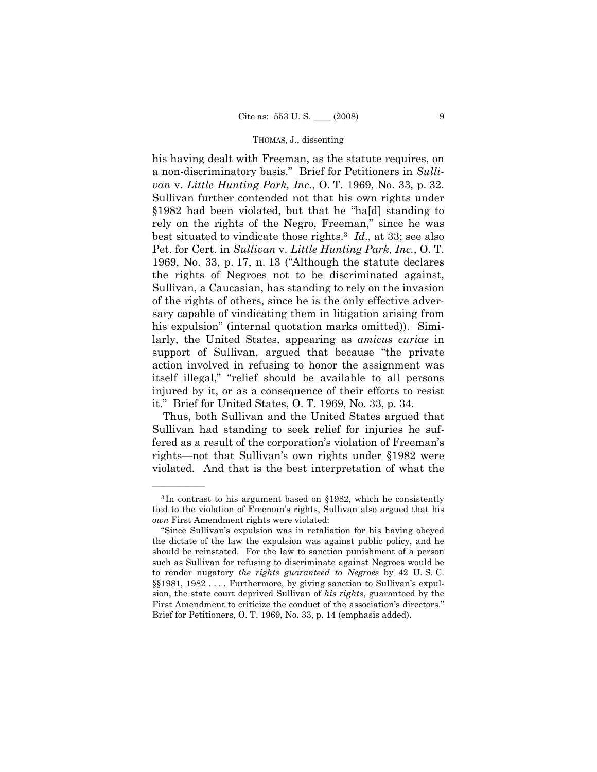his having dealt with Freeman, as the statute requires, on a non-discriminatory basis." Brief for Petitioners in *Sullivan* v. *Little Hunting Park, Inc.*, O. T. 1969, No. 33, p. 32. Sullivan further contended not that his own rights under §1982 had been violated, but that he "ha[d] standing to rely on the rights of the Negro, Freeman," since he was best situated to vindicate those rights.[3] *Id.*, at 33; see also Pet. for Cert. in *Sullivan* v. *Little Hunting Park, Inc.*, O. T. 1969, No. 33, p. 17, n. 13 ("Although the statute declares the rights of Negroes not to be discriminated against, Sullivan, a Caucasian, has standing to rely on the invasion of the rights of others, since he is the only effective adversary capable of vindicating them in litigation arising from his expulsion" (internal quotation marks omitted)). Similarly, the United States, appearing as *amicus curiae* in support of Sullivan, argued that because "the private action involved in refusing to honor the assignment was itself illegal," "relief should be available to all persons injured by it, or as a consequence of their efforts to resist it." Brief for United States, O. T. 1969, No. 33, p. 34.

Thus, both Sullivan and the United States argued that Sullivan had standing to seek relief for injuries he suffered as a result of the corporation's violation of Freeman's rights—not that Sullivan's own rights under §1982 were violated. And that is the best interpretation of what the

---

[3] In contrast to his argument based on §1982, which he consistently tied to the violation of Freeman's rights, Sullivan also argued that his *own* First Amendment rights were violated:

"Since Sullivan's expulsion was in retaliation for his having obeyed the dictate of the law the expulsion was against public policy, and he should be reinstated. For the law to sanction punishment of a person such as Sullivan for refusing to discriminate against Negroes would be to render nugatory *the rights guaranteed to Negroes* by 42 U. S. C. §§1981, 1982 . . . . Furthermore, by giving sanction to Sullivan's expulsion, the state court deprived Sullivan of *his rights*, guaranteed by the First Amendment to criticize the conduct of the association's directors." Brief for Petitioners, O. T. 1969, No. 33, p. 14 (emphasis added).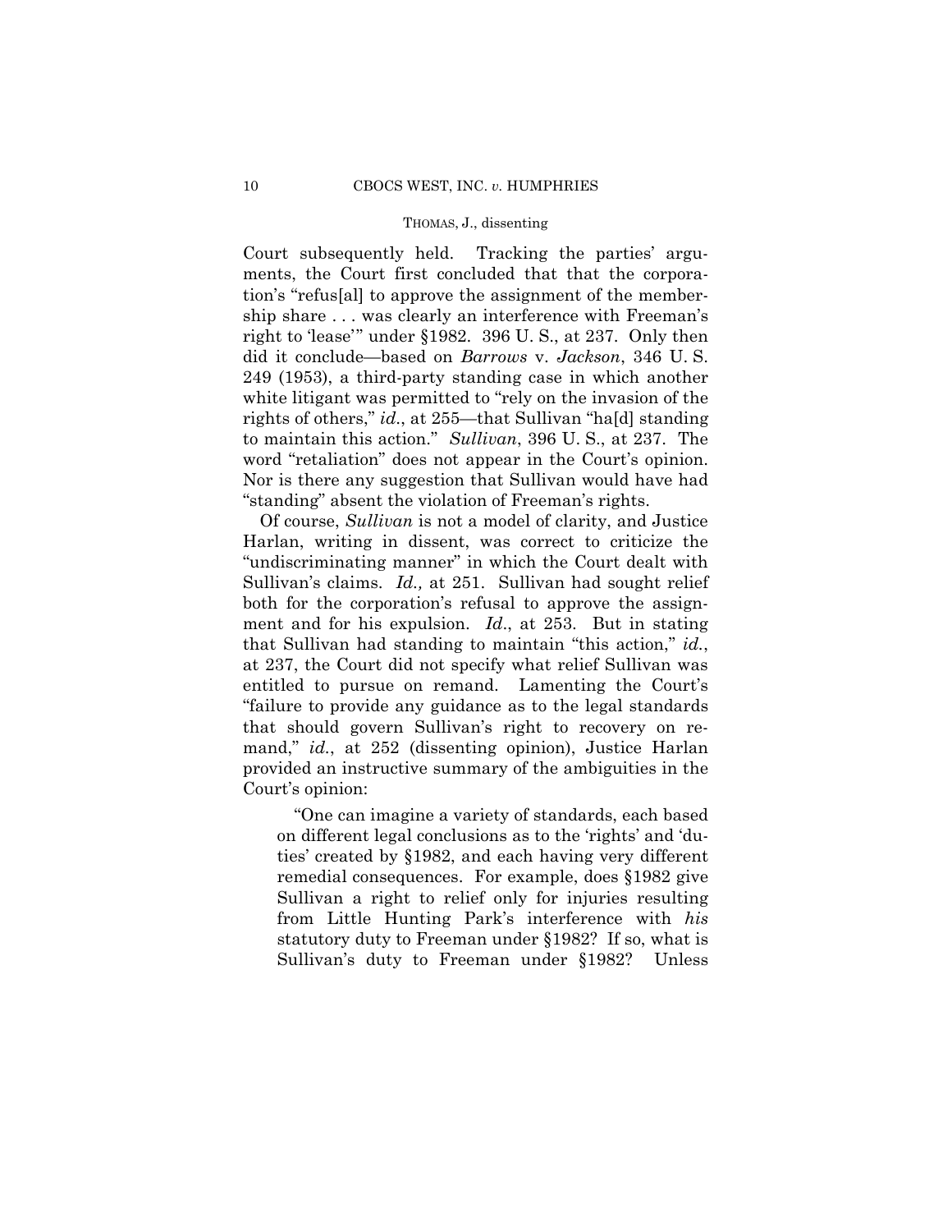Court subsequently held. Tracking the parties' arguments, the Court first concluded that that the corporation's "refus[al] to approve the assignment of the membership share . . . was clearly an interference with Freeman's right to 'lease'" under §1982. 396 U. S., at 237. Only then did it conclude—based on *Barrows* v. *Jackson*, 346 U. S. 249 (1953), a third-party standing case in which another white litigant was permitted to "rely on the invasion of the rights of others," *id*., at 255—that Sullivan "ha[d] standing to maintain this action." *Sullivan*, 396 U. S., at 237. The word "retaliation" does not appear in the Court's opinion. Nor is there any suggestion that Sullivan would have had "standing" absent the violation of Freeman's rights.

Of course, *Sullivan* is not a model of clarity, and Justice Harlan, writing in dissent, was correct to criticize the "undiscriminating manner" in which the Court dealt with Sullivan's claims. *Id.,* at 251. Sullivan had sought relief both for the corporation's refusal to approve the assignment and for his expulsion. *Id*., at 253. But in stating that Sullivan had standing to maintain "this action," *id.*, at 237, the Court did not specify what relief Sullivan was entitled to pursue on remand. Lamenting the Court's "failure to provide any guidance as to the legal standards that should govern Sullivan's right to recovery on remand," *id.*, at 252 (dissenting opinion), Justice Harlan provided an instructive summary of the ambiguities in the Court's opinion:

> "One can imagine a variety of standards, each based on different legal conclusions as to the 'rights' and 'duties' created by §1982, and each having very different remedial consequences. For example, does §1982 give Sullivan a right to relief only for injuries resulting from Little Hunting Park's interference with *his* statutory duty to Freeman under §1982? If so, what is Sullivan's duty to Freeman under §1982? Unless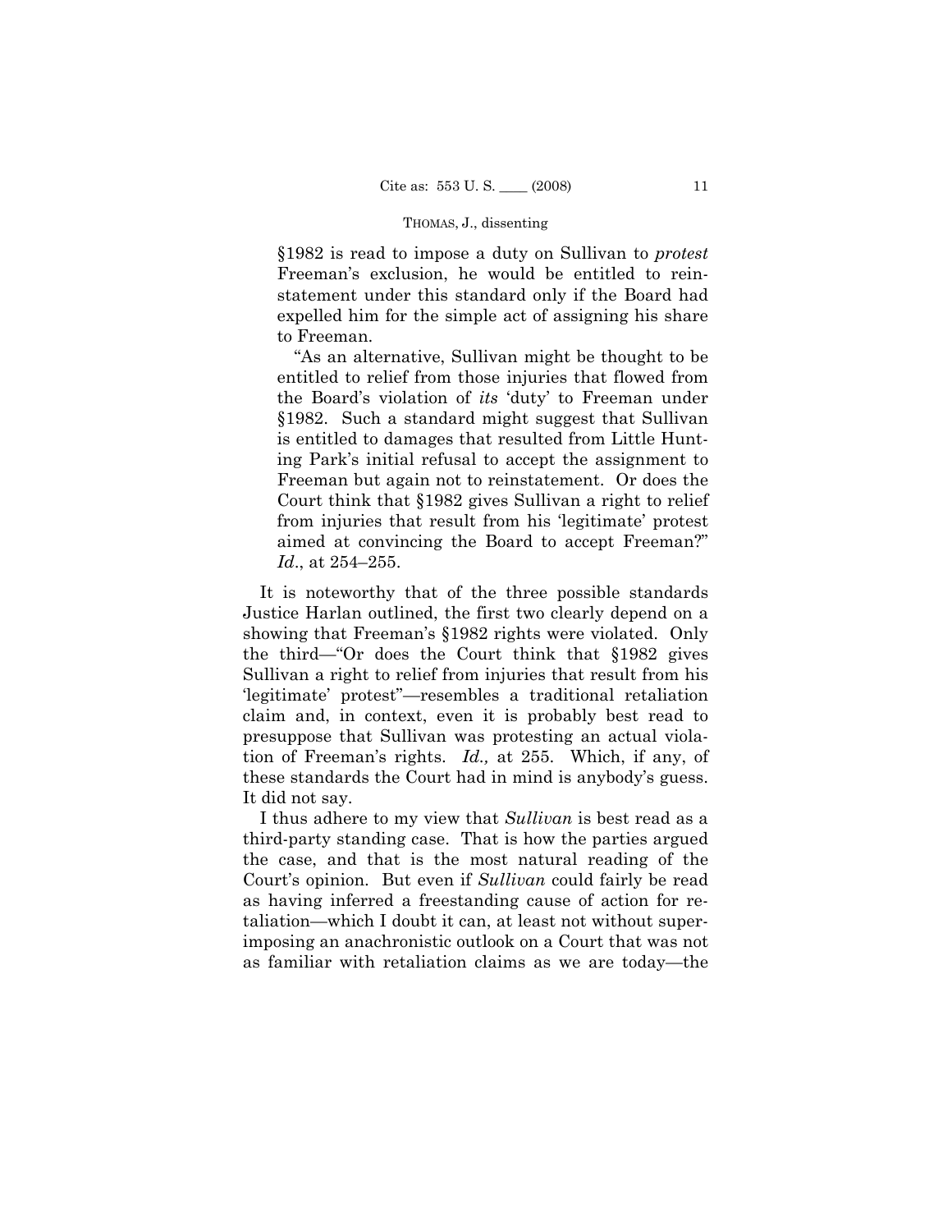§1982 is read to impose a duty on Sullivan to *protest* Freeman's exclusion, he would be entitled to reinstatement under this standard only if the Board had expelled him for the simple act of assigning his share to Freeman.

"As an alternative, Sullivan might be thought to be entitled to relief from those injuries that flowed from the Board's violation of *its* 'duty' to Freeman under §1982. Such a standard might suggest that Sullivan is entitled to damages that resulted from Little Hunting Park's initial refusal to accept the assignment to Freeman but again not to reinstatement. Or does the Court think that §1982 gives Sullivan a right to relief from injuries that result from his 'legitimate' protest aimed at convincing the Board to accept Freeman?" *Id*., at 254–255.

It is noteworthy that of the three possible standards Justice Harlan outlined, the first two clearly depend on a showing that Freeman's §1982 rights were violated. Only the third—"Or does the Court think that §1982 gives Sullivan a right to relief from injuries that result from his 'legitimate' protest"—resembles a traditional retaliation claim and, in context, even it is probably best read to presuppose that Sullivan was protesting an actual violation of Freeman's rights. *Id.,* at 255. Which, if any, of these standards the Court had in mind is anybody's guess. It did not say.

I thus adhere to my view that *Sullivan* is best read as a third-party standing case. That is how the parties argued the case, and that is the most natural reading of the Court's opinion. But even if *Sullivan* could fairly be read as having inferred a freestanding cause of action for retaliation—which I doubt it can, at least not without superimposing an anachronistic outlook on a Court that was not as familiar with retaliation claims as we are today—the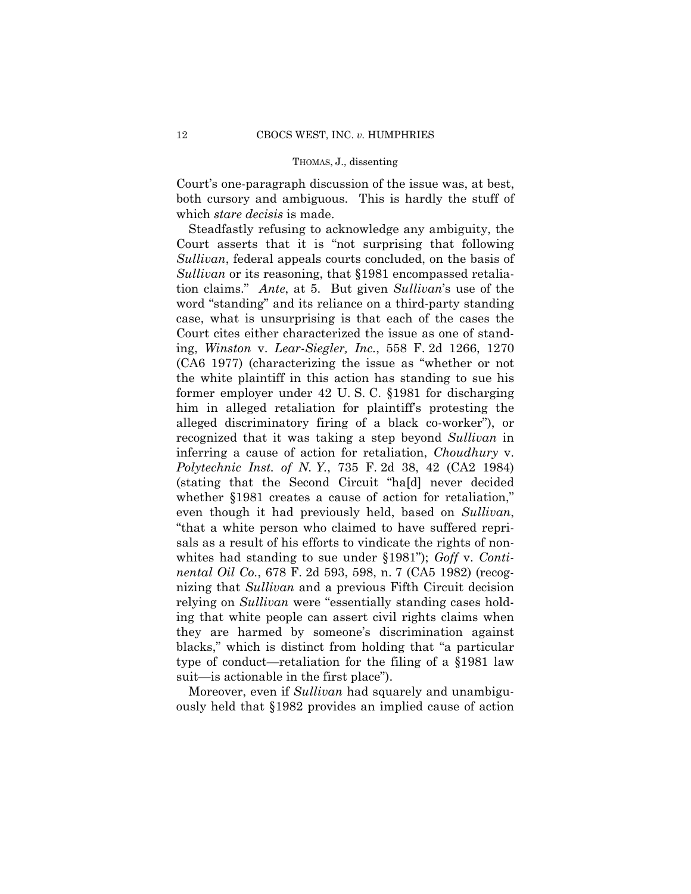Court's one-paragraph discussion of the issue was, at best, both cursory and ambiguous. This is hardly the stuff of which *stare decisis* is made.

Steadfastly refusing to acknowledge any ambiguity, the Court asserts that it is "not surprising that following *Sullivan*, federal appeals courts concluded, on the basis of *Sullivan* or its reasoning, that §1981 encompassed retaliation claims." *Ante*, at 5. But given *Sullivan*'s use of the word "standing" and its reliance on a third-party standing case, what is unsurprising is that each of the cases the Court cites either characterized the issue as one of standing, *Winston* v. *Lear-Siegler, Inc.*, 558 F. 2d 1266, 1270 (CA6 1977) (characterizing the issue as "whether or not the white plaintiff in this action has standing to sue his former employer under 42 U. S. C. §1981 for discharging him in alleged retaliation for plaintiff's protesting the alleged discriminatory firing of a black co-worker"), or recognized that it was taking a step beyond *Sullivan* in inferring a cause of action for retaliation, *Choudhury* v. *Polytechnic Inst. of N. Y.*, 735 F. 2d 38, 42 (CA2 1984) (stating that the Second Circuit "ha[d] never decided whether §1981 creates a cause of action for retaliation," even though it had previously held, based on *Sullivan*, "that a white person who claimed to have suffered reprisals as a result of his efforts to vindicate the rights of nonwhites had standing to sue under §1981"); *Goff* v. *Continental Oil Co.*, 678 F. 2d 593, 598, n. 7 (CA5 1982) (recognizing that *Sullivan* and a previous Fifth Circuit decision relying on *Sullivan* were "essentially standing cases holding that white people can assert civil rights claims when they are harmed by someone's discrimination against blacks," which is distinct from holding that "a particular type of conduct—retaliation for the filing of a §1981 law suit—is actionable in the first place").

Moreover, even if *Sullivan* had squarely and unambiguously held that §1982 provides an implied cause of action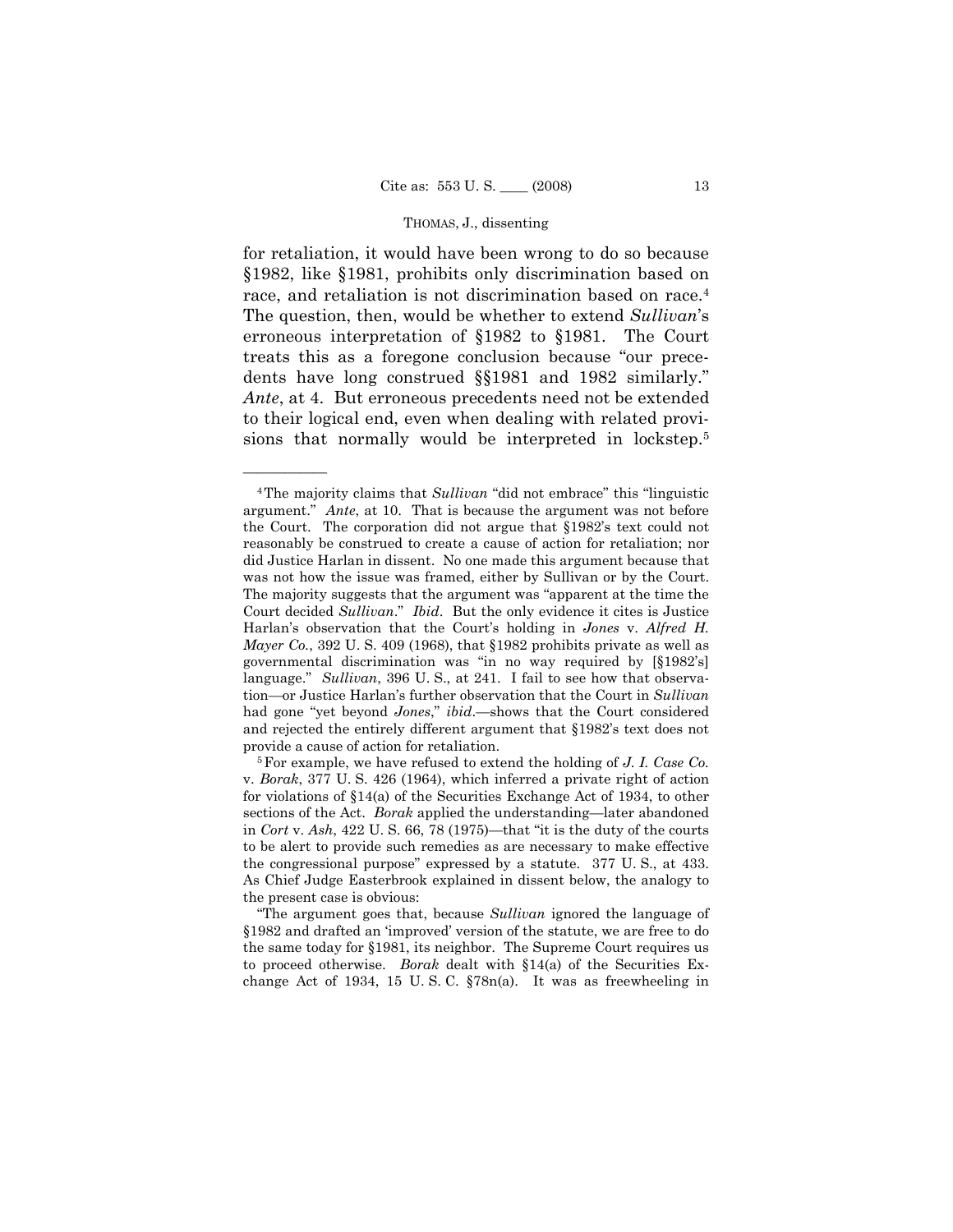for retaliation, it would have been wrong to do so because §1982, like §1981, prohibits only discrimination based on race, and retaliation is not discrimination based on race.[4] The question, then, would be whether to extend *Sullivan*'s erroneous interpretation of §1982 to §1981. The Court treats this as a foregone conclusion because "our precedents have long construed §§1981 and 1982 similarly." *Ante*, at 4. But erroneous precedents need not be extended to their logical end, even when dealing with related provisions that normally would be interpreted in lockstep.[5]

---

[4] The majority claims that *Sullivan* "did not embrace" this "linguistic argument." *Ante*, at 10. That is because the argument was not before the Court. The corporation did not argue that §1982's text could not reasonably be construed to create a cause of action for retaliation; nor did Justice Harlan in dissent. No one made this argument because that was not how the issue was framed, either by Sullivan or by the Court. The majority suggests that the argument was "apparent at the time the Court decided *Sullivan*." *Ibid*. But the only evidence it cites is Justice Harlan's observation that the Court's holding in *Jones* v. *Alfred H. Mayer Co.*, 392 U. S. 409 (1968), that §1982 prohibits private as well as governmental discrimination was "in no way required by [§1982's] language." *Sullivan*, 396 U. S., at 241. I fail to see how that observation—or Justice Harlan's further observation that the Court in *Sullivan* had gone "yet beyond *Jones*," *ibid*.—shows that the Court considered and rejected the entirely different argument that §1982's text does not provide a cause of action for retaliation.

[5] For example, we have refused to extend the holding of *J. I. Case Co.* v. *Borak*, 377 U. S. 426 (1964), which inferred a private right of action for violations of §14(a) of the Securities Exchange Act of 1934, to other sections of the Act. *Borak* applied the understanding—later abandoned in *Cort* v. *Ash*, 422 U. S. 66, 78 (1975)—that "it is the duty of the courts to be alert to provide such remedies as are necessary to make effective the congressional purpose" expressed by a statute. 377 U. S., at 433. As Chief Judge Easterbrook explained in dissent below, the analogy to the present case is obvious:

"The argument goes that, because *Sullivan* ignored the language of §1982 and drafted an 'improved' version of the statute, we are free to do the same today for §1981, its neighbor. The Supreme Court requires us to proceed otherwise. *Borak* dealt with §14(a) of the Securities Exchange Act of 1934, 15 U. S. C. §78n(a). It was as freewheeling in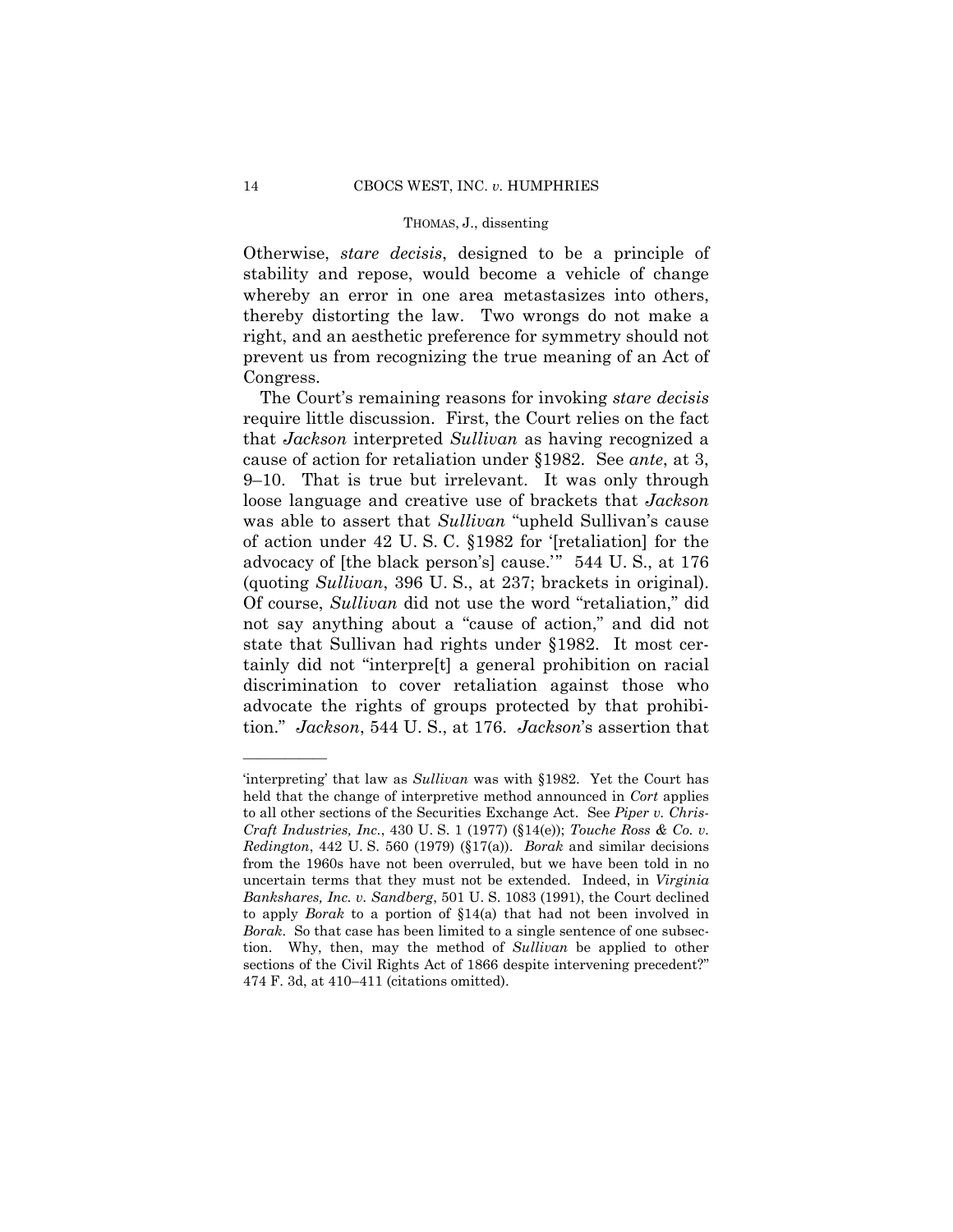Otherwise, *stare decisis*, designed to be a principle of stability and repose, would become a vehicle of change whereby an error in one area metastasizes into others, thereby distorting the law. Two wrongs do not make a right, and an aesthetic preference for symmetry should not prevent us from recognizing the true meaning of an Act of Congress.

The Court's remaining reasons for invoking *stare decisis* require little discussion. First, the Court relies on the fact that *Jackson* interpreted *Sullivan* as having recognized a cause of action for retaliation under §1982. See *ante*, at 3, 9–10. That is true but irrelevant. It was only through loose language and creative use of brackets that *Jackson* was able to assert that *Sullivan* "upheld Sullivan's cause of action under 42 U. S. C. §1982 for '[retaliation] for the advocacy of [the black person's] cause.'" 544 U. S., at 176 (quoting *Sullivan*, 396 U. S., at 237; brackets in original). Of course, *Sullivan* did not use the word "retaliation," did not say anything about a "cause of action," and did not state that Sullivan had rights under §1982. It most certainly did not "interpre[t] a general prohibition on racial discrimination to cover retaliation against those who advocate the rights of groups protected by that prohibition." *Jackson*, 544 U. S., at 176. *Jackson*'s assertion that

---

'interpreting' that law as *Sullivan* was with §1982. Yet the Court has held that the change of interpretive method announced in *Cort* applies to all other sections of the Securities Exchange Act. See *Piper v. Chris-Craft Industries, Inc.*, 430 U. S. 1 (1977) (§14(e)); *Touche Ross & Co. v. Redington*, 442 U. S. 560 (1979) (§17(a)). *Borak* and similar decisions from the 1960s have not been overruled, but we have been told in no uncertain terms that they must not be extended. Indeed, in *Virginia Bankshares, Inc. v. Sandberg*, 501 U. S. 1083 (1991), the Court declined to apply *Borak* to a portion of §14(a) that had not been involved in *Borak*. So that case has been limited to a single sentence of one subsection. Why, then, may the method of *Sullivan* be applied to other sections of the Civil Rights Act of 1866 despite intervening precedent?" 474 F. 3d, at 410–411 (citations omitted).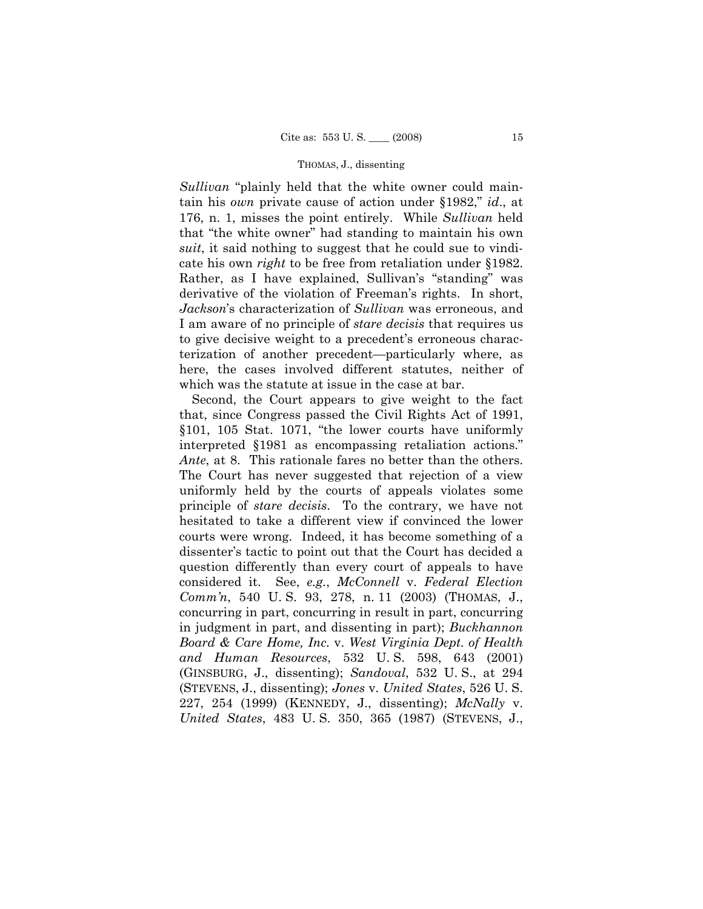*Sullivan* "plainly held that the white owner could maintain his *own* private cause of action under §1982," *id*., at 176, n. 1, misses the point entirely. While *Sullivan* held that "the white owner" had standing to maintain his own *suit*, it said nothing to suggest that he could sue to vindicate his own *right* to be free from retaliation under §1982. Rather, as I have explained, Sullivan's "standing" was derivative of the violation of Freeman's rights. In short, *Jackson*'s characterization of *Sullivan* was erroneous, and I am aware of no principle of *stare decisis* that requires us to give decisive weight to a precedent's erroneous characterization of another precedent—particularly where, as here, the cases involved different statutes, neither of which was the statute at issue in the case at bar.

Second, the Court appears to give weight to the fact that, since Congress passed the Civil Rights Act of 1991, §101, 105 Stat. 1071, "the lower courts have uniformly interpreted §1981 as encompassing retaliation actions." *Ante*, at 8. This rationale fares no better than the others. The Court has never suggested that rejection of a view uniformly held by the courts of appeals violates some principle of *stare decisis*. To the contrary, we have not hesitated to take a different view if convinced the lower courts were wrong. Indeed, it has become something of a dissenter's tactic to point out that the Court has decided a question differently than every court of appeals to have considered it. See, *e.g.*, *McConnell* v. *Federal Election Comm'n*, 540 U. S. 93, 278, n. 11 (2003) (THOMAS, J., concurring in part, concurring in result in part, concurring in judgment in part, and dissenting in part); *Buckhannon Board & Care Home, Inc.* v. *West Virginia Dept. of Health and Human Resources*, 532 U. S. 598, 643 (2001) (GINSBURG, J., dissenting); *Sandoval*, 532 U. S., at 294 (STEVENS, J., dissenting); *Jones* v. *United States*, 526 U. S. 227, 254 (1999) (KENNEDY, J., dissenting); *McNally* v. *United States*, 483 U. S. 350, 365 (1987) (STEVENS, J.,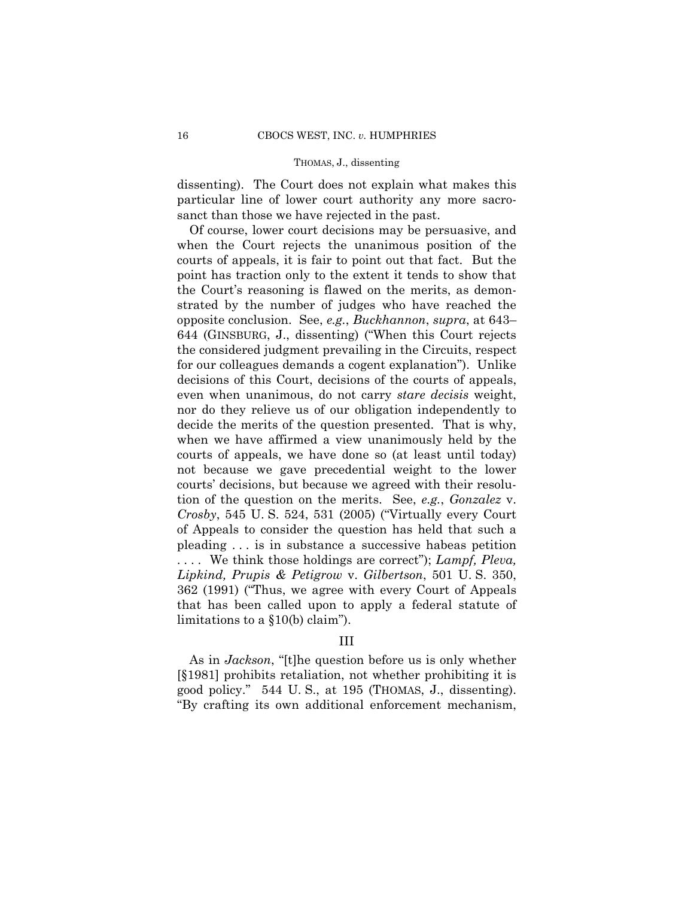dissenting). The Court does not explain what makes this particular line of lower court authority any more sacrosanct than those we have rejected in the past.

Of course, lower court decisions may be persuasive, and when the Court rejects the unanimous position of the courts of appeals, it is fair to point out that fact. But the point has traction only to the extent it tends to show that the Court's reasoning is flawed on the merits, as demonstrated by the number of judges who have reached the opposite conclusion. See, *e.g.*, *Buckhannon*, *supra*, at 643–644 (GINSBURG, J., dissenting) ("When this Court rejects the considered judgment prevailing in the Circuits, respect for our colleagues demands a cogent explanation"). Unlike decisions of this Court, decisions of the courts of appeals, even when unanimous, do not carry *stare decisis* weight, nor do they relieve us of our obligation independently to decide the merits of the question presented. That is why, when we have affirmed a view unanimously held by the courts of appeals, we have done so (at least until today) not because we gave precedential weight to the lower courts' decisions, but because we agreed with their resolution of the question on the merits. See, *e.g.*, *Gonzalez* v. *Crosby*, 545 U. S. 524, 531 (2005) ("Virtually every Court of Appeals to consider the question has held that such a pleading . . . is in substance a successive habeas petition . . . . We think those holdings are correct"); *Lampf, Pleva, Lipkind, Prupis & Petigrow* v. *Gilbertson*, 501 U. S. 350, 362 (1991) ("Thus, we agree with every Court of Appeals that has been called upon to apply a federal statute of limitations to a §10(b) claim").

## III

As in *Jackson*, "[t]he question before us is only whether [§1981] prohibits retaliation, not whether prohibiting it is good policy." 544 U. S., at 195 (THOMAS, J., dissenting). "By crafting its own additional enforcement mechanism,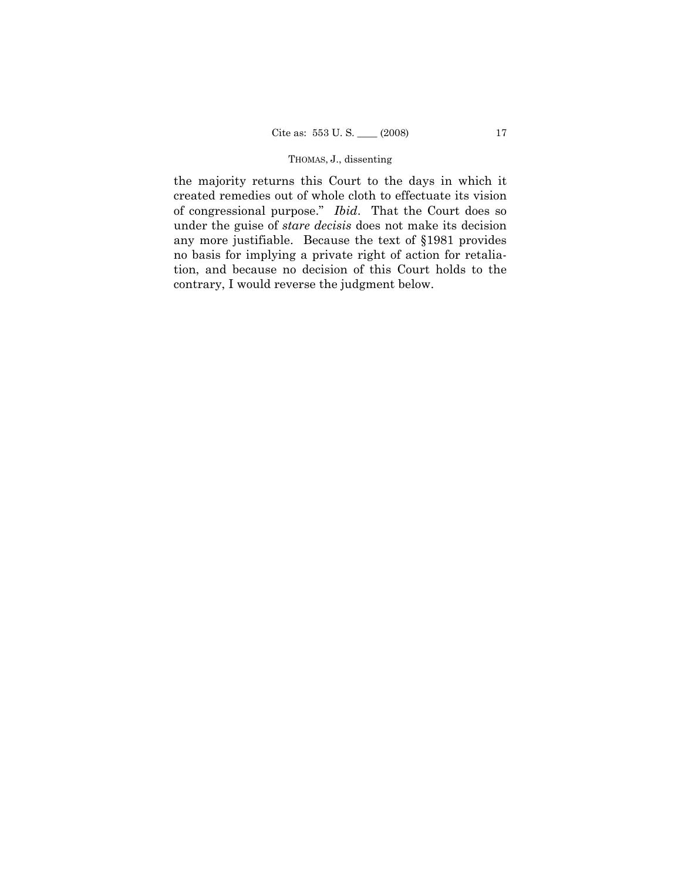the majority returns this Court to the days in which it created remedies out of whole cloth to effectuate its vision of congressional purpose." *Ibid*. That the Court does so under the guise of *stare decisis* does not make its decision any more justifiable. Because the text of §1981 provides no basis for implying a private right of action for retaliation, and because no decision of this Court holds to the contrary, I would reverse the judgment below.